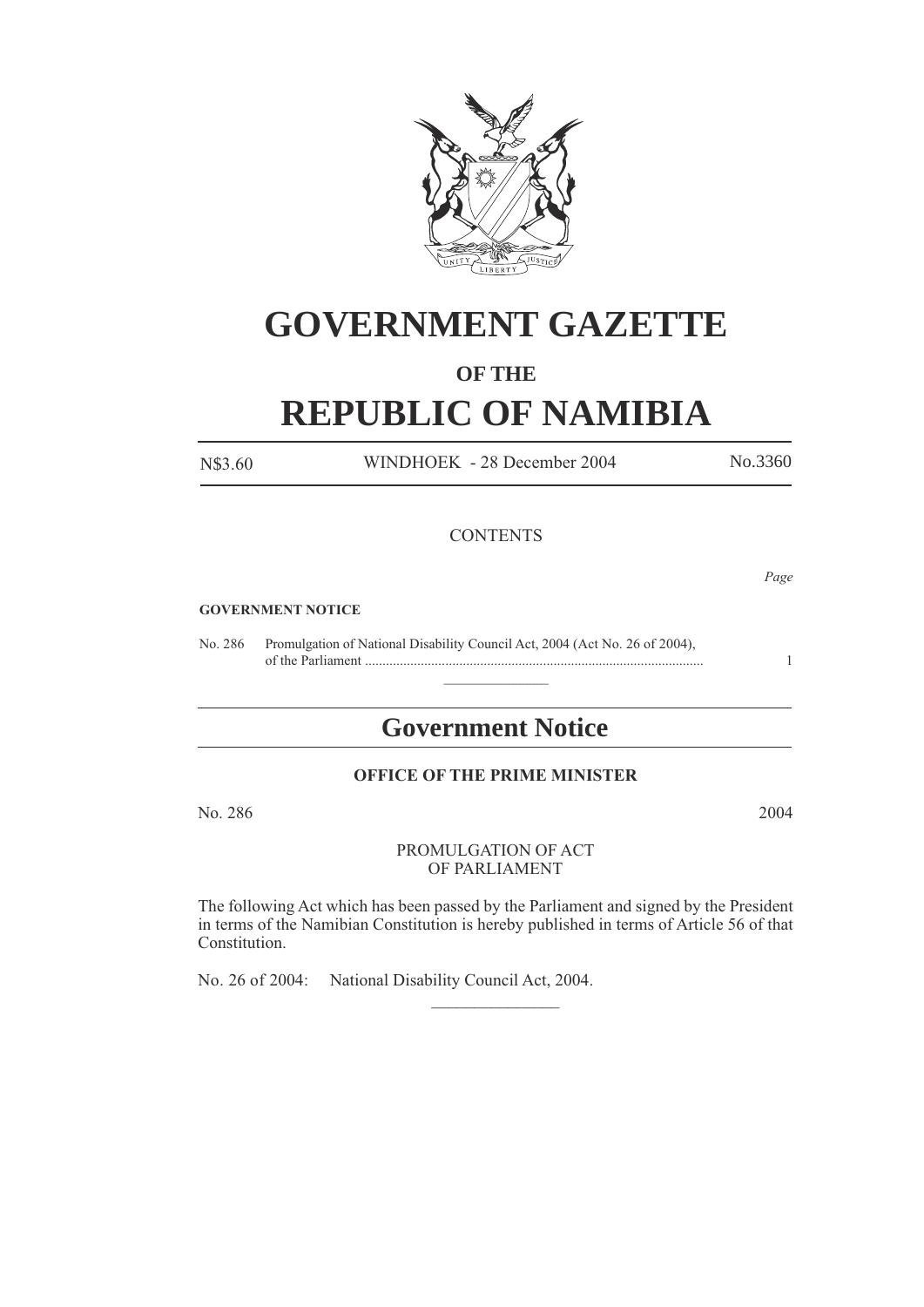# GOVERNMENT GAZETTE

## OF THE

# REPUBLIC OF NAMIBIA

N$3.60 WINDHOEK - 28 December 2004 No.3360

CONTENTS

*Page*

**GOVERNMENT NOTICE**

No. 286 Promulgation of National Disability Council Act, 2004 (Act No. 26 of 2004), of the Parliament ............................................................................................... 1

---

## Government Notice

**OFFICE OF THE PRIME MINISTER**

No. 286 2004

PROMULGATION OF ACT
OF PARLIAMENT

The following Act which has been passed by the Parliament and signed by the President in terms of the Namibian Constitution is hereby published in terms of Article 56 of that Constitution.

No. 26 of 2004: National Disability Council Act, 2004.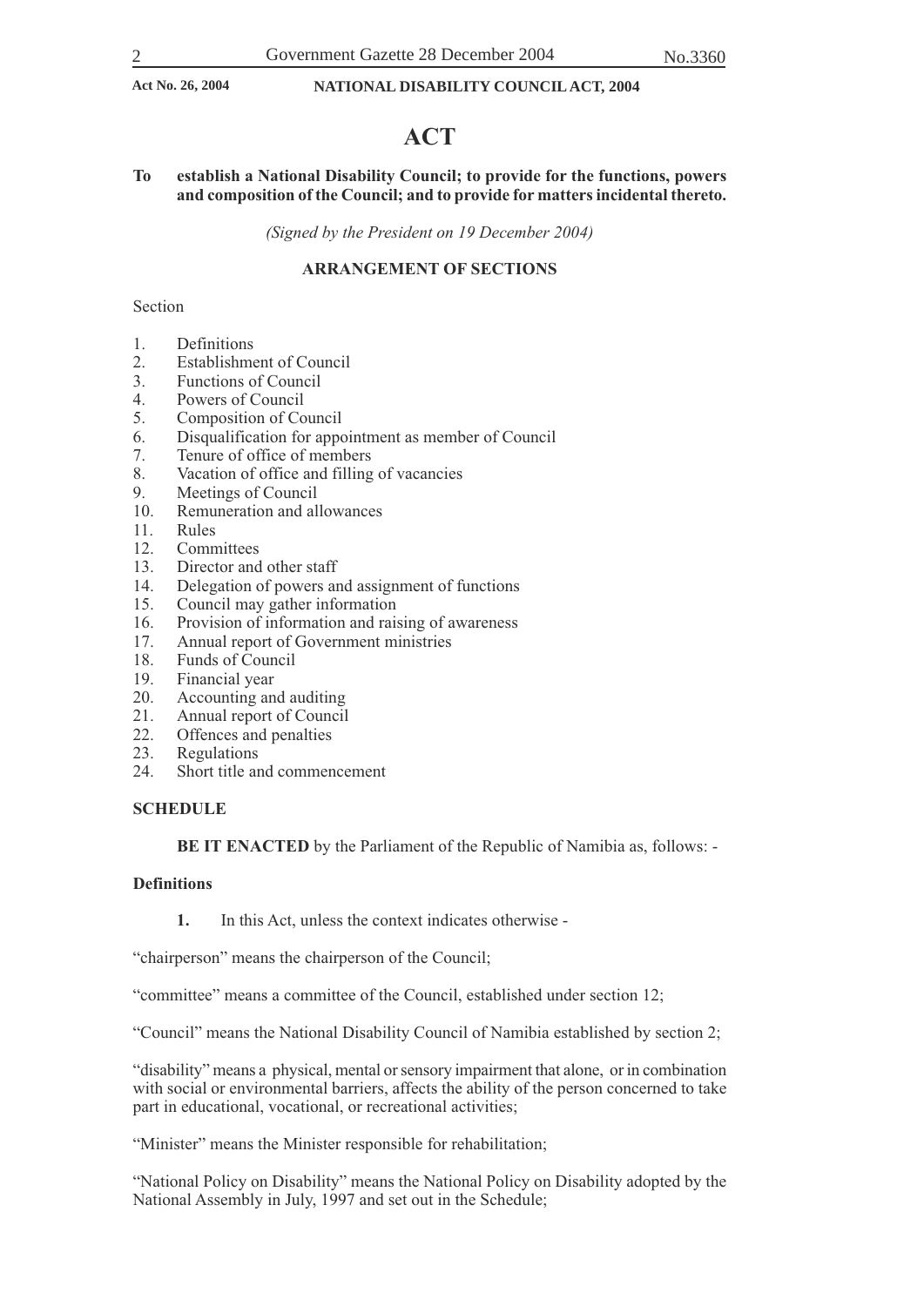# ACT

**To establish a National Disability Council; to provide for the functions, powers and composition of the Council; and to provide for matters incidental thereto.**

*(Signed by the President on 19 December 2004)*

## ARRANGEMENT OF SECTIONS

Section

1. Definitions
2. Establishment of Council
3. Functions of Council
4. Powers of Council
5. Composition of Council
6. Disqualification for appointment as member of Council
7. Tenure of office of members
8. Vacation of office and filling of vacancies
9. Meetings of Council
10. Remuneration and allowances
11. Rules
12. Committees
13. Director and other staff
14. Delegation of powers and assignment of functions
15. Council may gather information
16. Provision of information and raising of awareness
17. Annual report of Government ministries
18. Funds of Council
19. Financial year
20. Accounting and auditing
21. Annual report of Council
22. Offences and penalties
23. Regulations
24. Short title and commencement

**SCHEDULE**

**BE IT ENACTED** by the Parliament of the Republic of Namibia as, follows: -

**Definitions**

**1.** In this Act, unless the context indicates otherwise -

"chairperson" means the chairperson of the Council;

"committee" means a committee of the Council, established under section 12;

"Council" means the National Disability Council of Namibia established by section 2;

"disability" means a physical, mental or sensory impairment that alone, or in combination with social or environmental barriers, affects the ability of the person concerned to take part in educational, vocational, or recreational activities;

"Minister" means the Minister responsible for rehabilitation;

"National Policy on Disability" means the National Policy on Disability adopted by the National Assembly in July, 1997 and set out in the Schedule;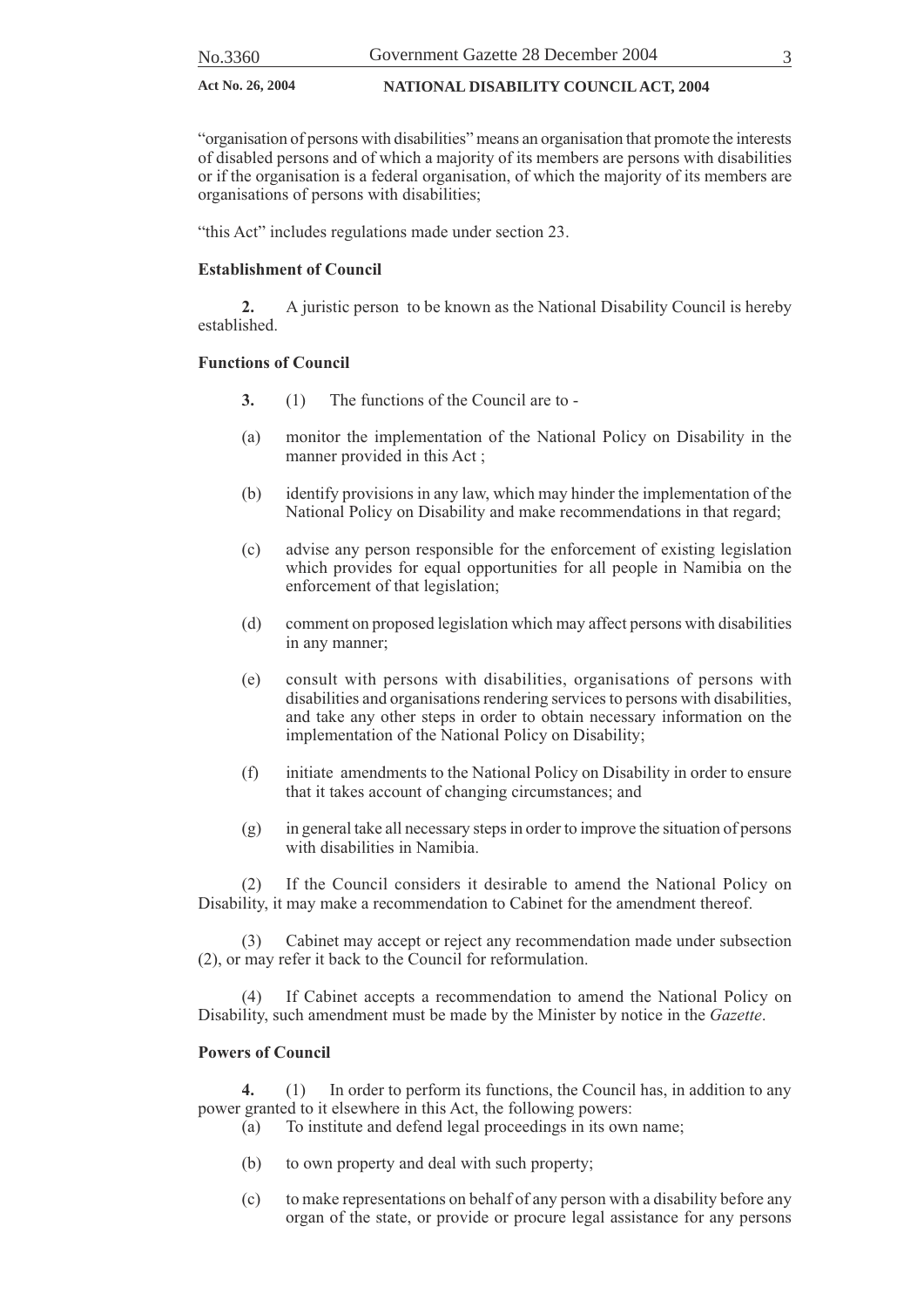"organisation of persons with disabilities" means an organisation that promote the interests of disabled persons and of which a majority of its members are persons with disabilities or if the organisation is a federal organisation, of which the majority of its members are organisations of persons with disabilities;

"this Act" includes regulations made under section 23.

**Establishment of Council**

**2.** A juristic person to be known as the National Disability Council is hereby established.

**Functions of Council**

**3.** (1) The functions of the Council are to -

(a) monitor the implementation of the National Policy on Disability in the manner provided in this Act ;

(b) identify provisions in any law, which may hinder the implementation of the National Policy on Disability and make recommendations in that regard;

(c) advise any person responsible for the enforcement of existing legislation which provides for equal opportunities for all people in Namibia on the enforcement of that legislation;

(d) comment on proposed legislation which may affect persons with disabilities in any manner;

(e) consult with persons with disabilities, organisations of persons with disabilities and organisations rendering services to persons with disabilities, and take any other steps in order to obtain necessary information on the implementation of the National Policy on Disability;

(f) initiate amendments to the National Policy on Disability in order to ensure that it takes account of changing circumstances; and

(g) in general take all necessary steps in order to improve the situation of persons with disabilities in Namibia.

(2) If the Council considers it desirable to amend the National Policy on Disability, it may make a recommendation to Cabinet for the amendment thereof.

(3) Cabinet may accept or reject any recommendation made under subsection (2), or may refer it back to the Council for reformulation.

(4) If Cabinet accepts a recommendation to amend the National Policy on Disability, such amendment must be made by the Minister by notice in the *Gazette*.

**Powers of Council**

**4.** (1) In order to perform its functions, the Council has, in addition to any power granted to it elsewhere in this Act, the following powers:

(a) To institute and defend legal proceedings in its own name;

(b) to own property and deal with such property;

(c) to make representations on behalf of any person with a disability before any organ of the state, or provide or procure legal assistance for any persons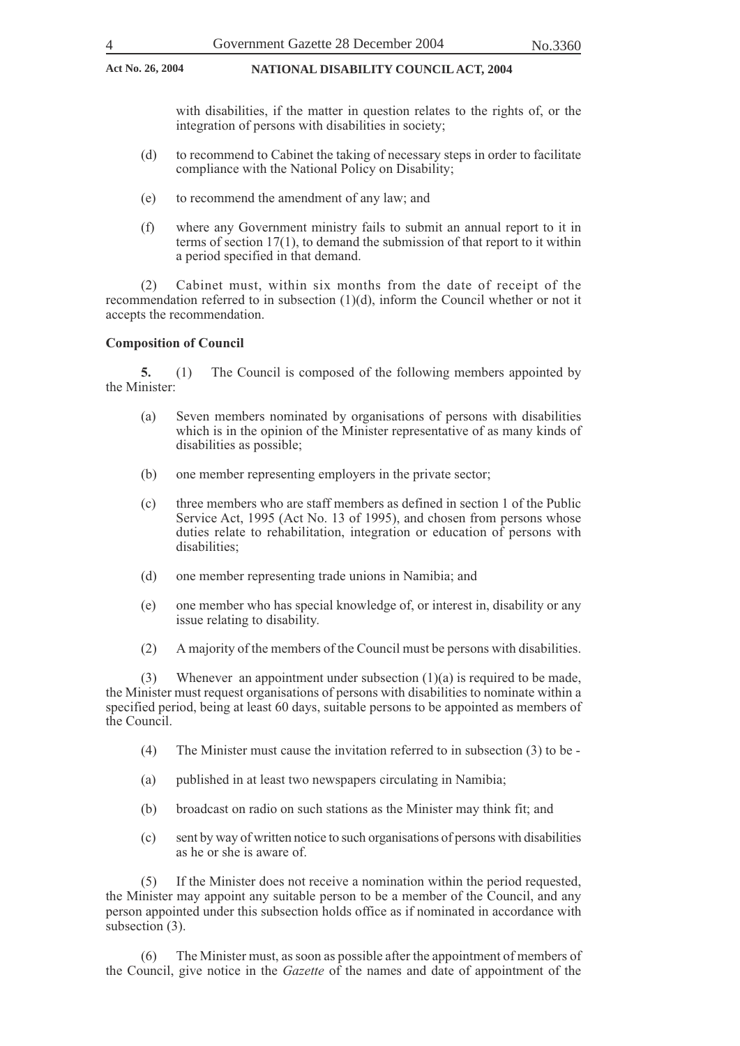with disabilities, if the matter in question relates to the rights of, or the integration of persons with disabilities in society;

(d) to recommend to Cabinet the taking of necessary steps in order to facilitate compliance with the National Policy on Disability;

(e) to recommend the amendment of any law; and

(f) where any Government ministry fails to submit an annual report to it in terms of section 17(1), to demand the submission of that report to it within a period specified in that demand.

(2) Cabinet must, within six months from the date of receipt of the recommendation referred to in subsection (1)(d), inform the Council whether or not it accepts the recommendation.

**Composition of Council**

**5.** (1) The Council is composed of the following members appointed by the Minister:

(a) Seven members nominated by organisations of persons with disabilities which is in the opinion of the Minister representative of as many kinds of disabilities as possible;

(b) one member representing employers in the private sector;

(c) three members who are staff members as defined in section 1 of the Public Service Act, 1995 (Act No. 13 of 1995), and chosen from persons whose duties relate to rehabilitation, integration or education of persons with disabilities;

(d) one member representing trade unions in Namibia; and

(e) one member who has special knowledge of, or interest in, disability or any issue relating to disability.

(2) A majority of the members of the Council must be persons with disabilities.

(3) Whenever an appointment under subsection (1)(a) is required to be made, the Minister must request organisations of persons with disabilities to nominate within a specified period, being at least 60 days, suitable persons to be appointed as members of the Council.

(4) The Minister must cause the invitation referred to in subsection (3) to be -

(a) published in at least two newspapers circulating in Namibia;

(b) broadcast on radio on such stations as the Minister may think fit; and

(c) sent by way of written notice to such organisations of persons with disabilities as he or she is aware of.

(5) If the Minister does not receive a nomination within the period requested, the Minister may appoint any suitable person to be a member of the Council, and any person appointed under this subsection holds office as if nominated in accordance with subsection (3).

(6) The Minister must, as soon as possible after the appointment of members of the Council, give notice in the *Gazette* of the names and date of appointment of the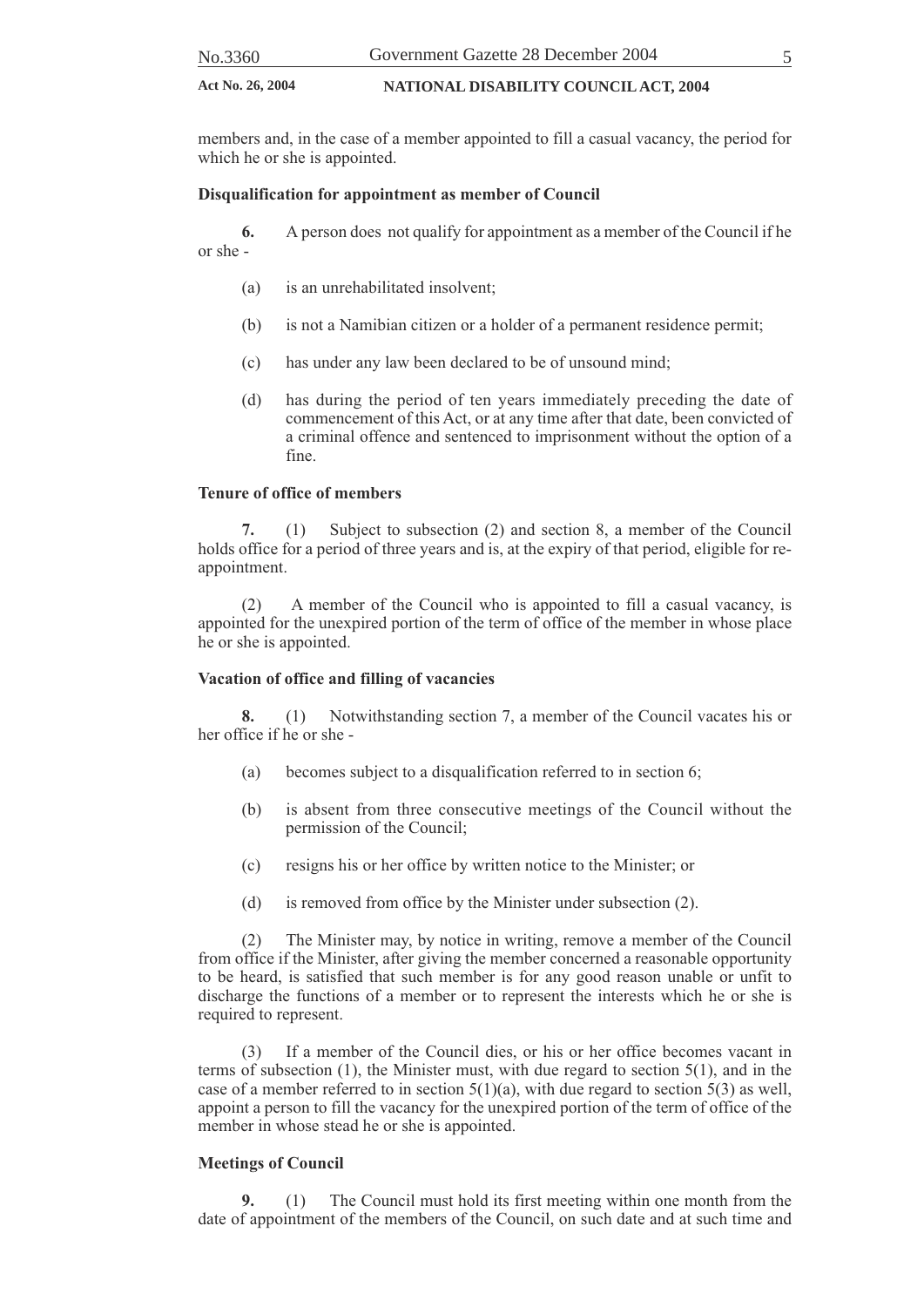members and, in the case of a member appointed to fill a casual vacancy, the period for which he or she is appointed.

**Disqualification for appointment as member of Council**

**6.** A person does not qualify for appointment as a member of the Council if he or she -

(a) is an unrehabilitated insolvent;

(b) is not a Namibian citizen or a holder of a permanent residence permit;

(c) has under any law been declared to be of unsound mind;

(d) has during the period of ten years immediately preceding the date of commencement of this Act, or at any time after that date, been convicted of a criminal offence and sentenced to imprisonment without the option of a fine.

**Tenure of office of members**

**7.** (1) Subject to subsection (2) and section 8, a member of the Council holds office for a period of three years and is, at the expiry of that period, eligible for re-appointment.

(2) A member of the Council who is appointed to fill a casual vacancy, is appointed for the unexpired portion of the term of office of the member in whose place he or she is appointed.

**Vacation of office and filling of vacancies**

**8.** (1) Notwithstanding section 7, a member of the Council vacates his or her office if he or she -

(a) becomes subject to a disqualification referred to in section 6;

(b) is absent from three consecutive meetings of the Council without the permission of the Council;

(c) resigns his or her office by written notice to the Minister; or

(d) is removed from office by the Minister under subsection (2).

(2) The Minister may, by notice in writing, remove a member of the Council from office if the Minister, after giving the member concerned a reasonable opportunity to be heard, is satisfied that such member is for any good reason unable or unfit to discharge the functions of a member or to represent the interests which he or she is required to represent.

(3) If a member of the Council dies, or his or her office becomes vacant in terms of subsection (1), the Minister must, with due regard to section 5(1), and in the case of a member referred to in section 5(1)(a), with due regard to section 5(3) as well, appoint a person to fill the vacancy for the unexpired portion of the term of office of the member in whose stead he or she is appointed.

**Meetings of Council**

**9.** (1) The Council must hold its first meeting within one month from the date of appointment of the members of the Council, on such date and at such time and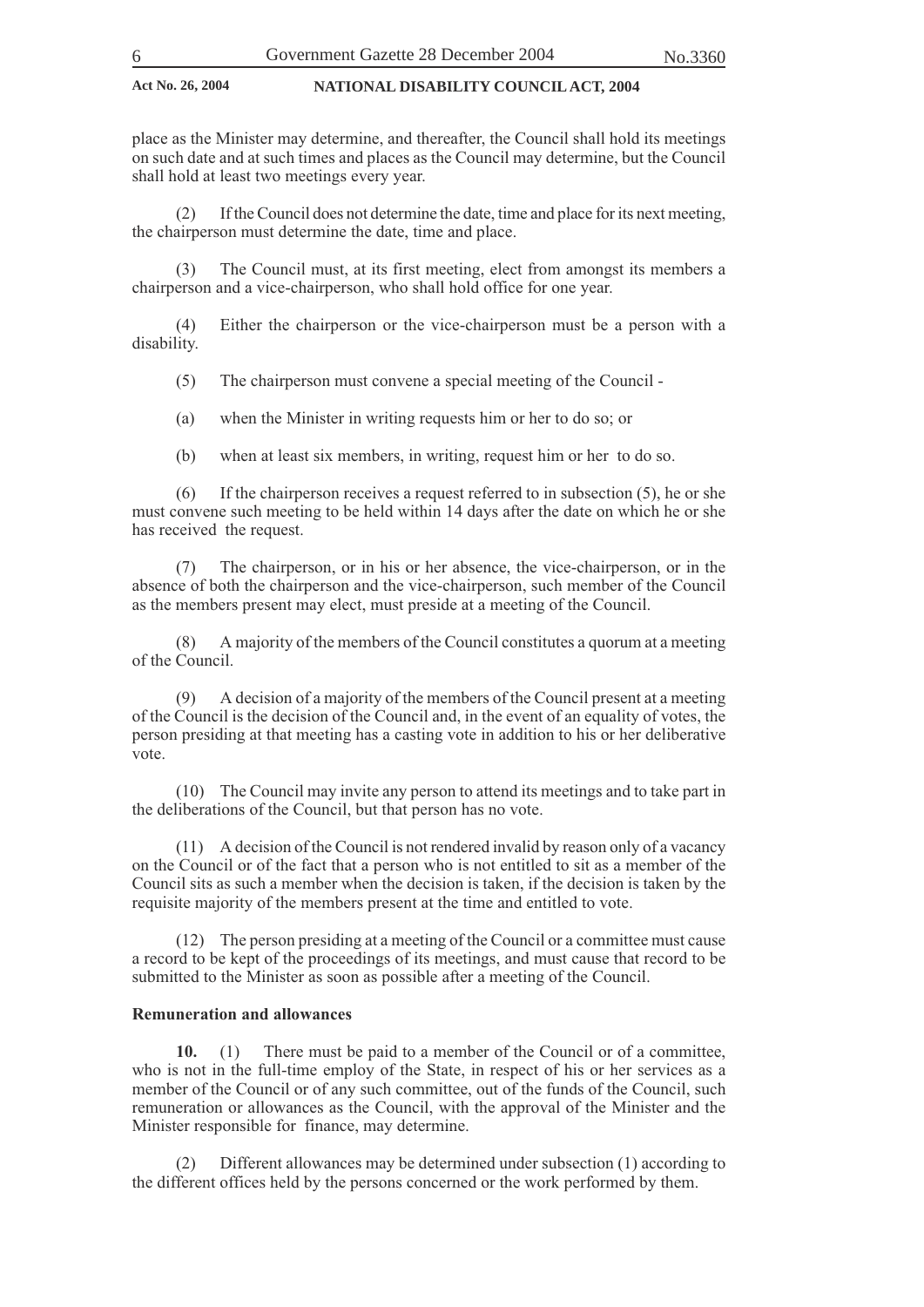place as the Minister may determine, and thereafter, the Council shall hold its meetings on such date and at such times and places as the Council may determine, but the Council shall hold at least two meetings every year.

(2) If the Council does not determine the date, time and place for its next meeting, the chairperson must determine the date, time and place.

(3) The Council must, at its first meeting, elect from amongst its members a chairperson and a vice-chairperson, who shall hold office for one year.

(4) Either the chairperson or the vice-chairperson must be a person with a disability.

(5) The chairperson must convene a special meeting of the Council -

(a) when the Minister in writing requests him or her to do so; or

(b) when at least six members, in writing, request him or her to do so.

(6) If the chairperson receives a request referred to in subsection (5), he or she must convene such meeting to be held within 14 days after the date on which he or she has received the request.

(7) The chairperson, or in his or her absence, the vice-chairperson, or in the absence of both the chairperson and the vice-chairperson, such member of the Council as the members present may elect, must preside at a meeting of the Council.

(8) A majority of the members of the Council constitutes a quorum at a meeting of the Council.

(9) A decision of a majority of the members of the Council present at a meeting of the Council is the decision of the Council and, in the event of an equality of votes, the person presiding at that meeting has a casting vote in addition to his or her deliberative vote.

(10) The Council may invite any person to attend its meetings and to take part in the deliberations of the Council, but that person has no vote.

(11) A decision of the Council is not rendered invalid by reason only of a vacancy on the Council or of the fact that a person who is not entitled to sit as a member of the Council sits as such a member when the decision is taken, if the decision is taken by the requisite majority of the members present at the time and entitled to vote.

(12) The person presiding at a meeting of the Council or a committee must cause a record to be kept of the proceedings of its meetings, and must cause that record to be submitted to the Minister as soon as possible after a meeting of the Council.

**Remuneration and allowances**

**10.** (1) There must be paid to a member of the Council or of a committee, who is not in the full-time employ of the State, in respect of his or her services as a member of the Council or of any such committee, out of the funds of the Council, such remuneration or allowances as the Council, with the approval of the Minister and the Minister responsible for finance, may determine.

(2) Different allowances may be determined under subsection (1) according to the different offices held by the persons concerned or the work performed by them.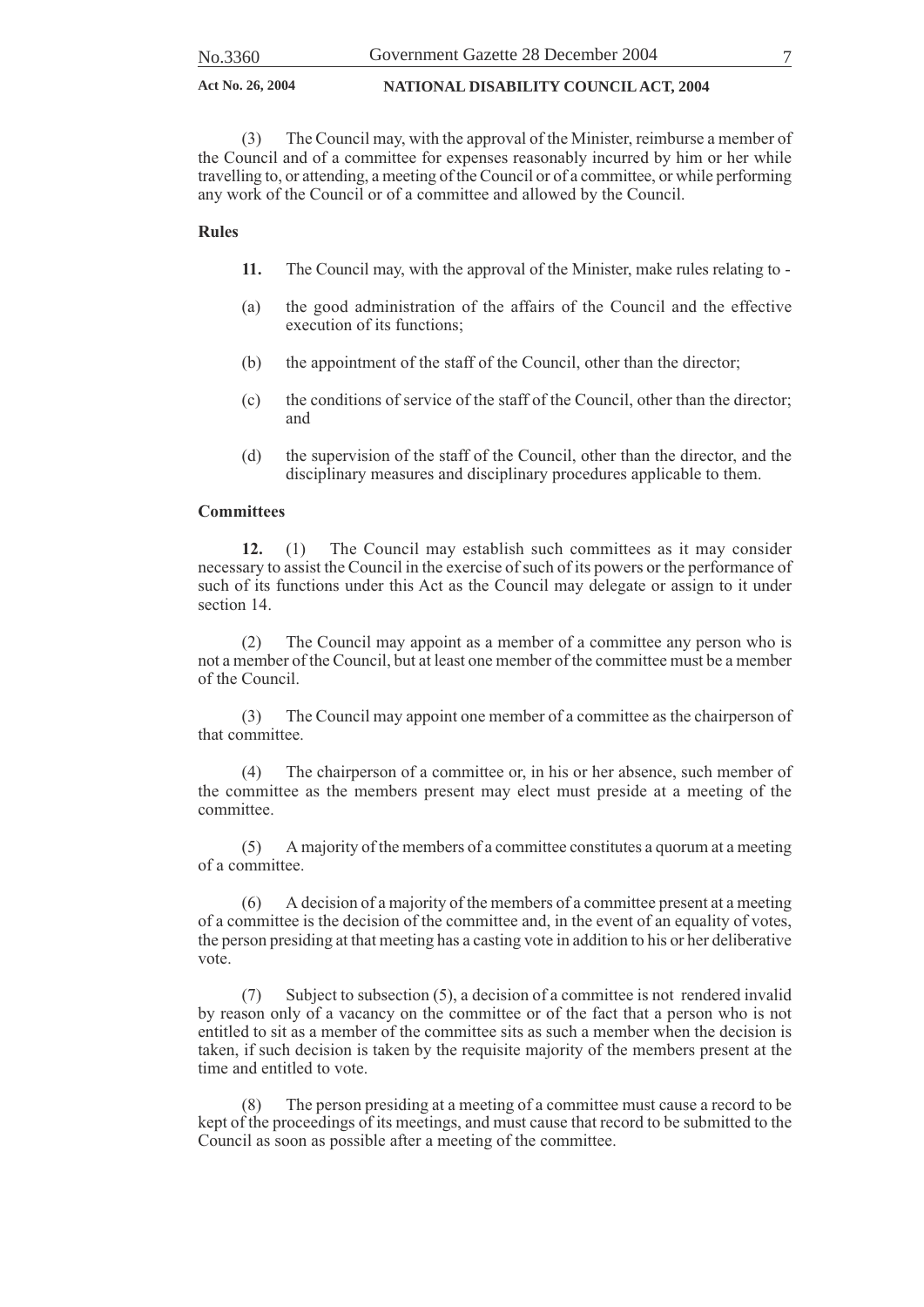(3) The Council may, with the approval of the Minister, reimburse a member of the Council and of a committee for expenses reasonably incurred by him or her while travelling to, or attending, a meeting of the Council or of a committee, or while performing any work of the Council or of a committee and allowed by the Council.

**Rules**

**11.** The Council may, with the approval of the Minister, make rules relating to -

(a) the good administration of the affairs of the Council and the effective execution of its functions;

(b) the appointment of the staff of the Council, other than the director;

(c) the conditions of service of the staff of the Council, other than the director; and

(d) the supervision of the staff of the Council, other than the director, and the disciplinary measures and disciplinary procedures applicable to them.

**Committees**

**12.** (1) The Council may establish such committees as it may consider necessary to assist the Council in the exercise of such of its powers or the performance of such of its functions under this Act as the Council may delegate or assign to it under section 14.

(2) The Council may appoint as a member of a committee any person who is not a member of the Council, but at least one member of the committee must be a member of the Council.

(3) The Council may appoint one member of a committee as the chairperson of that committee.

(4) The chairperson of a committee or, in his or her absence, such member of the committee as the members present may elect must preside at a meeting of the committee.

(5) A majority of the members of a committee constitutes a quorum at a meeting of a committee.

(6) A decision of a majority of the members of a committee present at a meeting of a committee is the decision of the committee and, in the event of an equality of votes, the person presiding at that meeting has a casting vote in addition to his or her deliberative vote.

(7) Subject to subsection (5), a decision of a committee is not rendered invalid by reason only of a vacancy on the committee or of the fact that a person who is not entitled to sit as a member of the committee sits as such a member when the decision is taken, if such decision is taken by the requisite majority of the members present at the time and entitled to vote.

(8) The person presiding at a meeting of a committee must cause a record to be kept of the proceedings of its meetings, and must cause that record to be submitted to the Council as soon as possible after a meeting of the committee.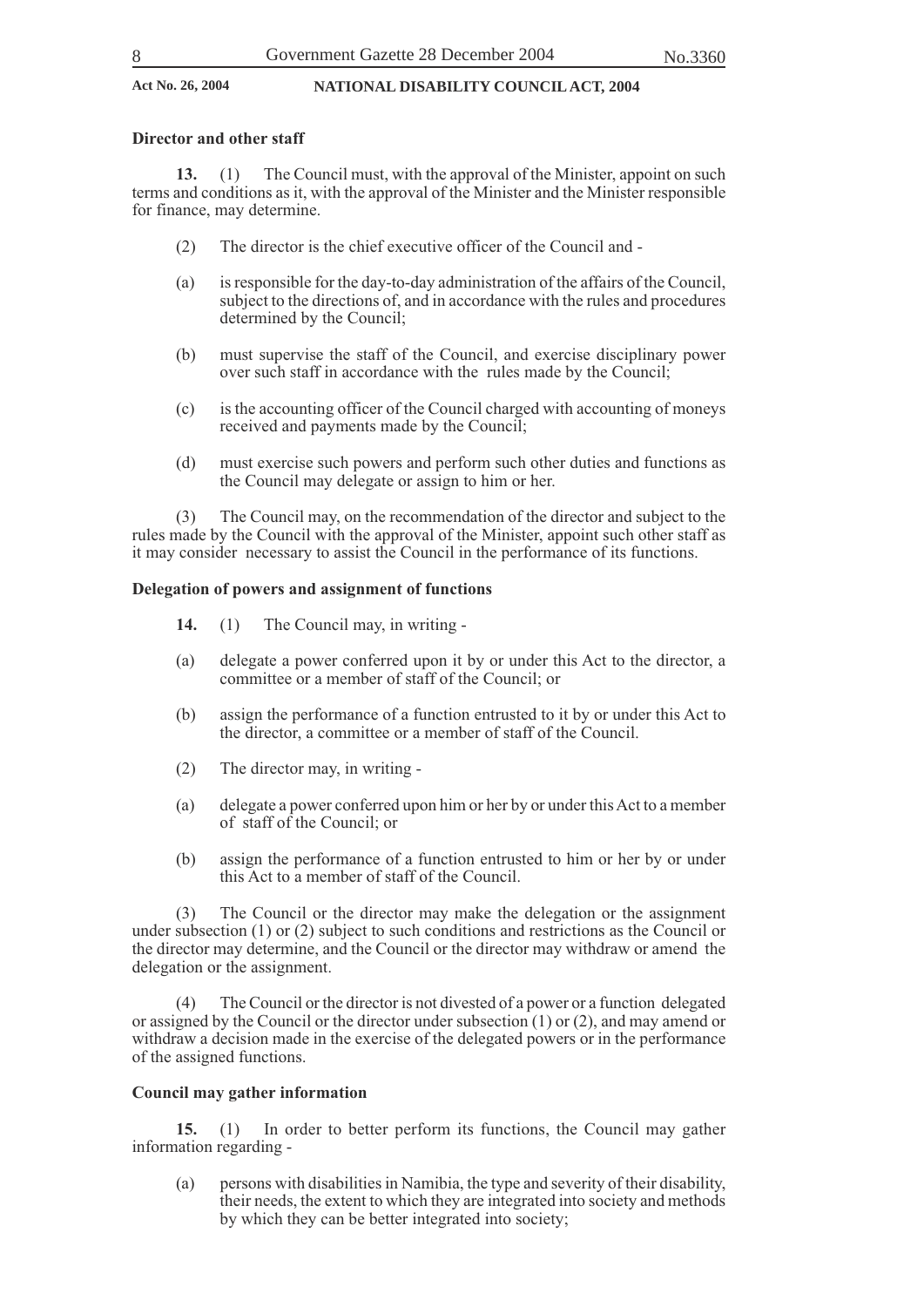**Director and other staff**

**13.** (1) The Council must, with the approval of the Minister, appoint on such terms and conditions as it, with the approval of the Minister and the Minister responsible for finance, may determine.

(2) The director is the chief executive officer of the Council and -

(a) is responsible for the day-to-day administration of the affairs of the Council, subject to the directions of, and in accordance with the rules and procedures determined by the Council;

(b) must supervise the staff of the Council, and exercise disciplinary power over such staff in accordance with the rules made by the Council;

(c) is the accounting officer of the Council charged with accounting of moneys received and payments made by the Council;

(d) must exercise such powers and perform such other duties and functions as the Council may delegate or assign to him or her.

(3) The Council may, on the recommendation of the director and subject to the rules made by the Council with the approval of the Minister, appoint such other staff as it may consider necessary to assist the Council in the performance of its functions.

**Delegation of powers and assignment of functions**

**14.** (1) The Council may, in writing -

(a) delegate a power conferred upon it by or under this Act to the director, a committee or a member of staff of the Council; or

(b) assign the performance of a function entrusted to it by or under this Act to the director, a committee or a member of staff of the Council.

(2) The director may, in writing -

(a) delegate a power conferred upon him or her by or under this Act to a member of staff of the Council; or

(b) assign the performance of a function entrusted to him or her by or under this Act to a member of staff of the Council.

(3) The Council or the director may make the delegation or the assignment under subsection (1) or (2) subject to such conditions and restrictions as the Council or the director may determine, and the Council or the director may withdraw or amend the delegation or the assignment.

(4) The Council or the director is not divested of a power or a function delegated or assigned by the Council or the director under subsection (1) or (2), and may amend or withdraw a decision made in the exercise of the delegated powers or in the performance of the assigned functions.

**Council may gather information**

**15.** (1) In order to better perform its functions, the Council may gather information regarding -

(a) persons with disabilities in Namibia, the type and severity of their disability, their needs, the extent to which they are integrated into society and methods by which they can be better integrated into society;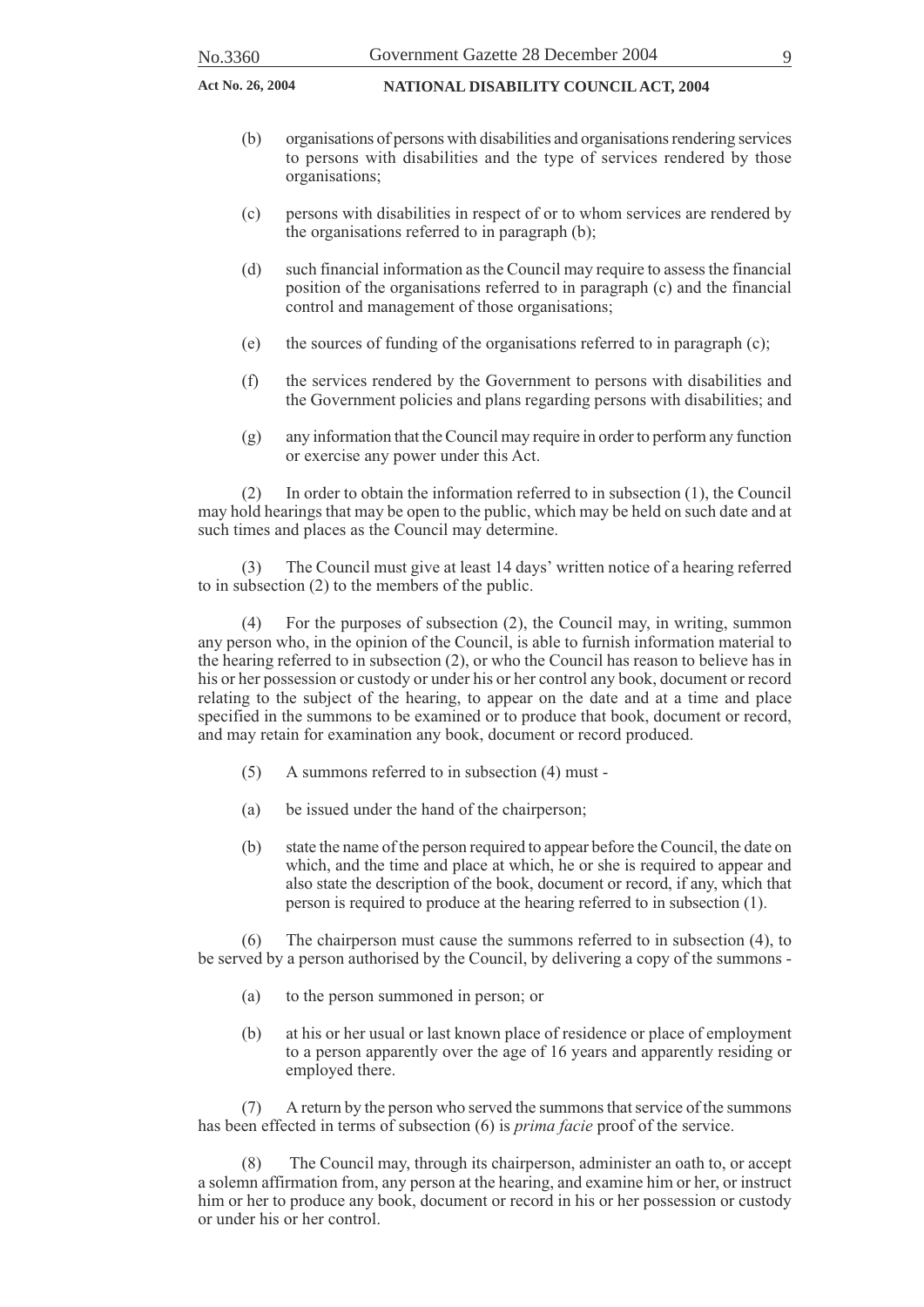(b) organisations of persons with disabilities and organisations rendering services to persons with disabilities and the type of services rendered by those organisations;

(c) persons with disabilities in respect of or to whom services are rendered by the organisations referred to in paragraph (b);

(d) such financial information as the Council may require to assess the financial position of the organisations referred to in paragraph (c) and the financial control and management of those organisations;

(e) the sources of funding of the organisations referred to in paragraph (c);

(f) the services rendered by the Government to persons with disabilities and the Government policies and plans regarding persons with disabilities; and

(g) any information that the Council may require in order to perform any function or exercise any power under this Act.

(2) In order to obtain the information referred to in subsection (1), the Council may hold hearings that may be open to the public, which may be held on such date and at such times and places as the Council may determine.

(3) The Council must give at least 14 days' written notice of a hearing referred to in subsection (2) to the members of the public.

(4) For the purposes of subsection (2), the Council may, in writing, summon any person who, in the opinion of the Council, is able to furnish information material to the hearing referred to in subsection (2), or who the Council has reason to believe has in his or her possession or custody or under his or her control any book, document or record relating to the subject of the hearing, to appear on the date and at a time and place specified in the summons to be examined or to produce that book, document or record, and may retain for examination any book, document or record produced.

(5) A summons referred to in subsection (4) must -

(a) be issued under the hand of the chairperson;

(b) state the name of the person required to appear before the Council, the date on which, and the time and place at which, he or she is required to appear and also state the description of the book, document or record, if any, which that person is required to produce at the hearing referred to in subsection (1).

(6) The chairperson must cause the summons referred to in subsection (4), to be served by a person authorised by the Council, by delivering a copy of the summons -

(a) to the person summoned in person; or

(b) at his or her usual or last known place of residence or place of employment to a person apparently over the age of 16 years and apparently residing or employed there.

(7) A return by the person who served the summons that service of the summons has been effected in terms of subsection (6) is *prima facie* proof of the service.

(8) The Council may, through its chairperson, administer an oath to, or accept a solemn affirmation from, any person at the hearing, and examine him or her, or instruct him or her to produce any book, document or record in his or her possession or custody or under his or her control.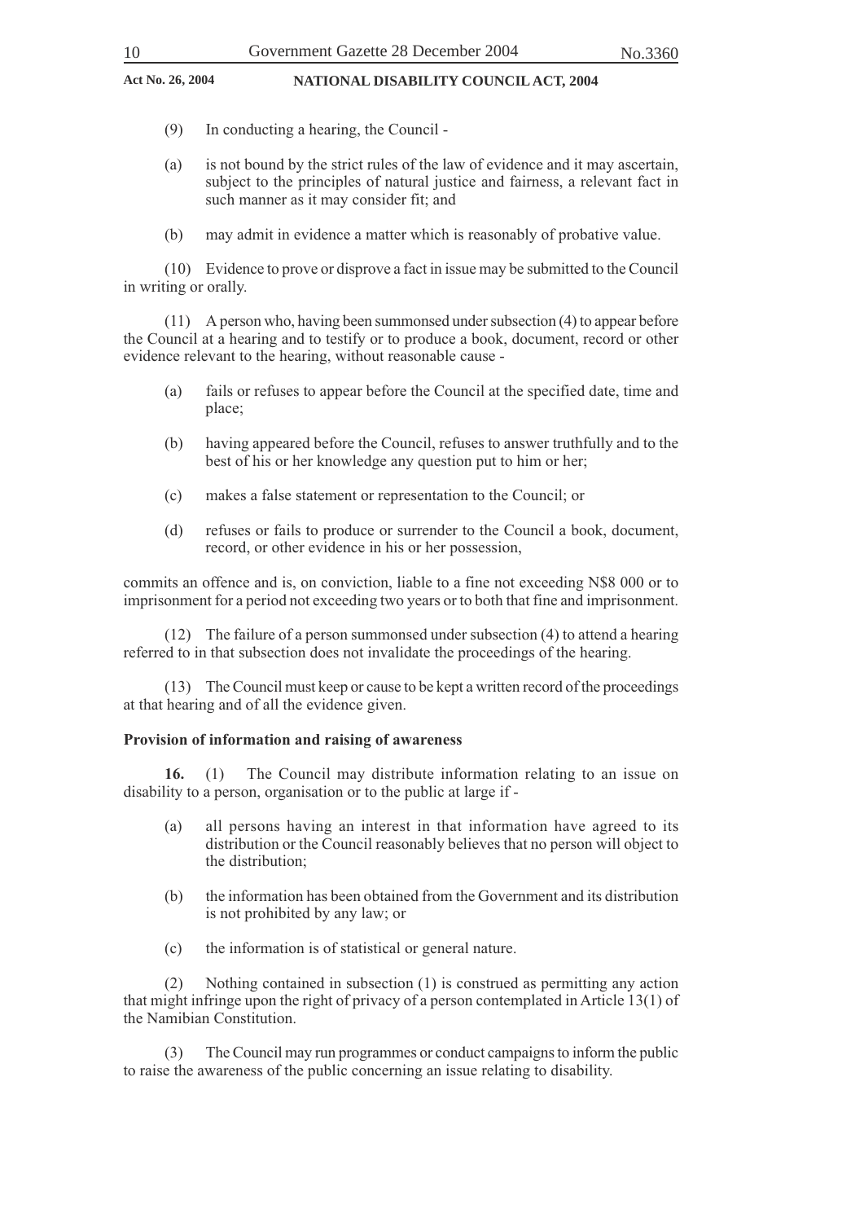(9) In conducting a hearing, the Council -

(a) is not bound by the strict rules of the law of evidence and it may ascertain, subject to the principles of natural justice and fairness, a relevant fact in such manner as it may consider fit; and

(b) may admit in evidence a matter which is reasonably of probative value.

(10) Evidence to prove or disprove a fact in issue may be submitted to the Council in writing or orally.

(11) A person who, having been summonsed under subsection (4) to appear before the Council at a hearing and to testify or to produce a book, document, record or other evidence relevant to the hearing, without reasonable cause -

(a) fails or refuses to appear before the Council at the specified date, time and place;

(b) having appeared before the Council, refuses to answer truthfully and to the best of his or her knowledge any question put to him or her;

(c) makes a false statement or representation to the Council; or

(d) refuses or fails to produce or surrender to the Council a book, document, record, or other evidence in his or her possession,

commits an offence and is, on conviction, liable to a fine not exceeding N$8 000 or to imprisonment for a period not exceeding two years or to both that fine and imprisonment.

(12) The failure of a person summonsed under subsection (4) to attend a hearing referred to in that subsection does not invalidate the proceedings of the hearing.

(13) The Council must keep or cause to be kept a written record of the proceedings at that hearing and of all the evidence given.

**Provision of information and raising of awareness**

**16.** (1) The Council may distribute information relating to an issue on disability to a person, organisation or to the public at large if -

(a) all persons having an interest in that information have agreed to its distribution or the Council reasonably believes that no person will object to the distribution;

(b) the information has been obtained from the Government and its distribution is not prohibited by any law; or

(c) the information is of statistical or general nature.

(2) Nothing contained in subsection (1) is construed as permitting any action that might infringe upon the right of privacy of a person contemplated in Article 13(1) of the Namibian Constitution.

(3) The Council may run programmes or conduct campaigns to inform the public to raise the awareness of the public concerning an issue relating to disability.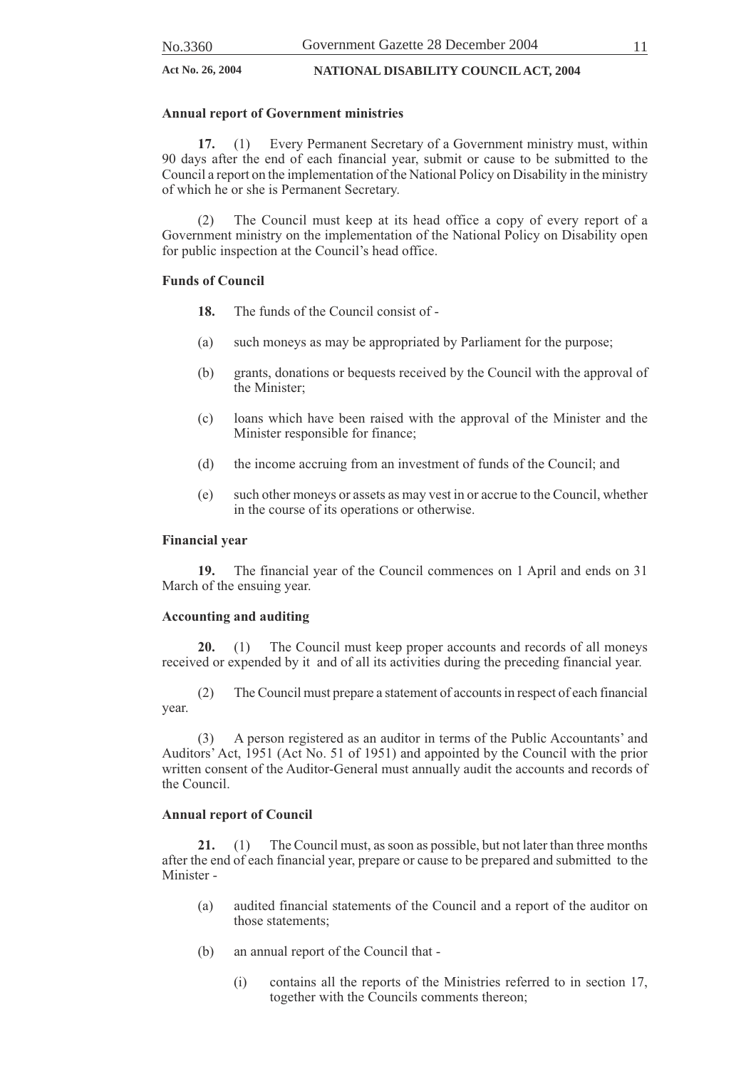**Annual report of Government ministries**

**17.** (1) Every Permanent Secretary of a Government ministry must, within 90 days after the end of each financial year, submit or cause to be submitted to the Council a report on the implementation of the National Policy on Disability in the ministry of which he or she is Permanent Secretary.

(2) The Council must keep at its head office a copy of every report of a Government ministry on the implementation of the National Policy on Disability open for public inspection at the Council's head office.

**Funds of Council**

**18.** The funds of the Council consist of -

(a) such moneys as may be appropriated by Parliament for the purpose;

(b) grants, donations or bequests received by the Council with the approval of the Minister;

(c) loans which have been raised with the approval of the Minister and the Minister responsible for finance;

(d) the income accruing from an investment of funds of the Council; and

(e) such other moneys or assets as may vest in or accrue to the Council, whether in the course of its operations or otherwise.

**Financial year**

**19.** The financial year of the Council commences on 1 April and ends on 31 March of the ensuing year.

**Accounting and auditing**

**20.** (1) The Council must keep proper accounts and records of all moneys received or expended by it and of all its activities during the preceding financial year.

(2) The Council must prepare a statement of accounts in respect of each financial year.

(3) A person registered as an auditor in terms of the Public Accountants' and Auditors' Act, 1951 (Act No. 51 of 1951) and appointed by the Council with the prior written consent of the Auditor-General must annually audit the accounts and records of the Council.

**Annual report of Council**

**21.** (1) The Council must, as soon as possible, but not later than three months after the end of each financial year, prepare or cause to be prepared and submitted to the Minister -

(a) audited financial statements of the Council and a report of the auditor on those statements;

(b) an annual report of the Council that -

(i) contains all the reports of the Ministries referred to in section 17, together with the Councils comments thereon;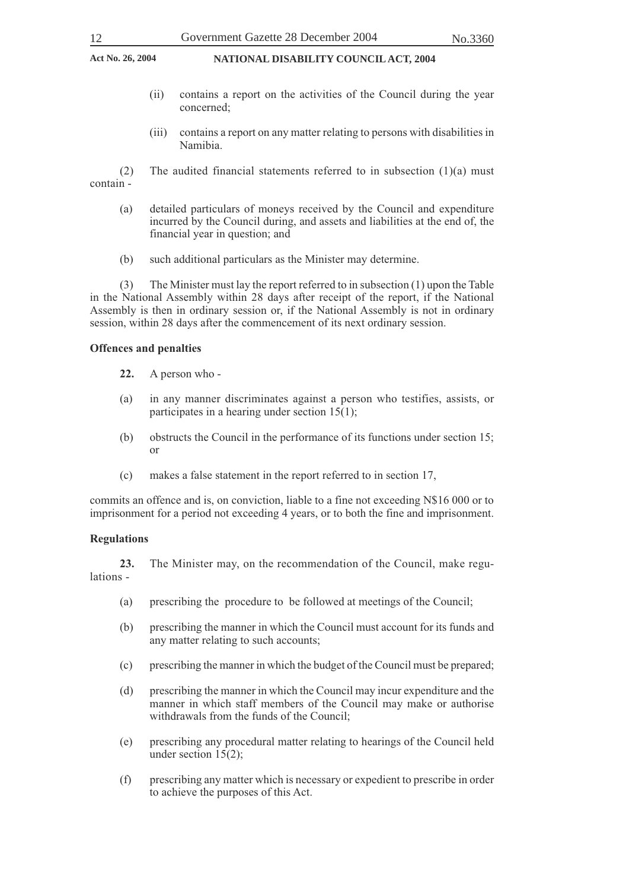(ii) contains a report on the activities of the Council during the year concerned;

(iii) contains a report on any matter relating to persons with disabilities in Namibia.

(2) The audited financial statements referred to in subsection (1)(a) must contain -

(a) detailed particulars of moneys received by the Council and expenditure incurred by the Council during, and assets and liabilities at the end of, the financial year in question; and

(b) such additional particulars as the Minister may determine.

(3) The Minister must lay the report referred to in subsection (1) upon the Table in the National Assembly within 28 days after receipt of the report, if the National Assembly is then in ordinary session or, if the National Assembly is not in ordinary session, within 28 days after the commencement of its next ordinary session.

**Offences and penalties**

**22.** A person who -

(a) in any manner discriminates against a person who testifies, assists, or participates in a hearing under section 15(1);

(b) obstructs the Council in the performance of its functions under section 15; or

(c) makes a false statement in the report referred to in section 17,

commits an offence and is, on conviction, liable to a fine not exceeding N$16 000 or to imprisonment for a period not exceeding 4 years, or to both the fine and imprisonment.

**Regulations**

**23.** The Minister may, on the recommendation of the Council, make regulations -

(a) prescribing the procedure to be followed at meetings of the Council;

(b) prescribing the manner in which the Council must account for its funds and any matter relating to such accounts;

(c) prescribing the manner in which the budget of the Council must be prepared;

(d) prescribing the manner in which the Council may incur expenditure and the manner in which staff members of the Council may make or authorise withdrawals from the funds of the Council;

(e) prescribing any procedural matter relating to hearings of the Council held under section 15(2);

(f) prescribing any matter which is necessary or expedient to prescribe in order to achieve the purposes of this Act.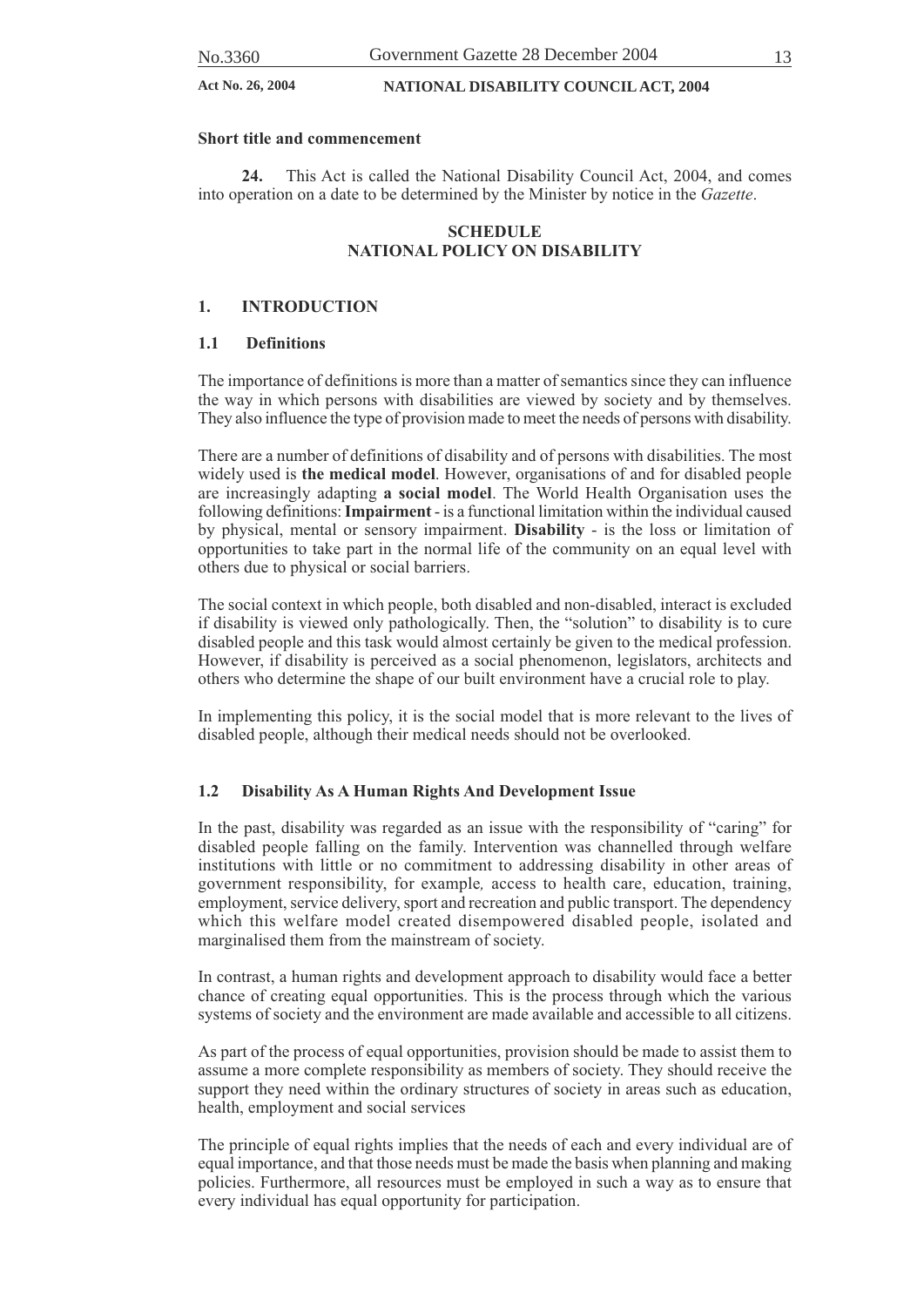### Short title and commencement

**24.** This Act is called the National Disability Council Act, 2004, and comes into operation on a date to be determined by the Minister by notice in the *Gazette*.

## SCHEDULE
## NATIONAL POLICY ON DISABILITY

### 1. INTRODUCTION

#### 1.1 Definitions

The importance of definitions is more than a matter of semantics since they can influence the way in which persons with disabilities are viewed by society and by themselves. They also influence the type of provision made to meet the needs of persons with disability.

There are a number of definitions of disability and of persons with disabilities. The most widely used is **the medical model**. However, organisations of and for disabled people are increasingly adapting **a social model**. The World Health Organisation uses the following definitions: **Impairment** - is a functional limitation within the individual caused by physical, mental or sensory impairment. **Disability** - is the loss or limitation of opportunities to take part in the normal life of the community on an equal level with others due to physical or social barriers.

The social context in which people, both disabled and non-disabled, interact is excluded if disability is viewed only pathologically. Then, the "solution" to disability is to cure disabled people and this task would almost certainly be given to the medical profession. However, if disability is perceived as a social phenomenon, legislators, architects and others who determine the shape of our built environment have a crucial role to play.

In implementing this policy, it is the social model that is more relevant to the lives of disabled people, although their medical needs should not be overlooked.

#### 1.2 Disability As A Human Rights And Development Issue

In the past, disability was regarded as an issue with the responsibility of "caring" for disabled people falling on the family. Intervention was channelled through welfare institutions with little or no commitment to addressing disability in other areas of government responsibility, for example*,* access to health care, education, training, employment, service delivery, sport and recreation and public transport. The dependency which this welfare model created disempowered disabled people, isolated and marginalised them from the mainstream of society.

In contrast, a human rights and development approach to disability would face a better chance of creating equal opportunities. This is the process through which the various systems of society and the environment are made available and accessible to all citizens.

As part of the process of equal opportunities, provision should be made to assist them to assume a more complete responsibility as members of society. They should receive the support they need within the ordinary structures of society in areas such as education, health, employment and social services

The principle of equal rights implies that the needs of each and every individual are of equal importance, and that those needs must be made the basis when planning and making policies. Furthermore, all resources must be employed in such a way as to ensure that every individual has equal opportunity for participation.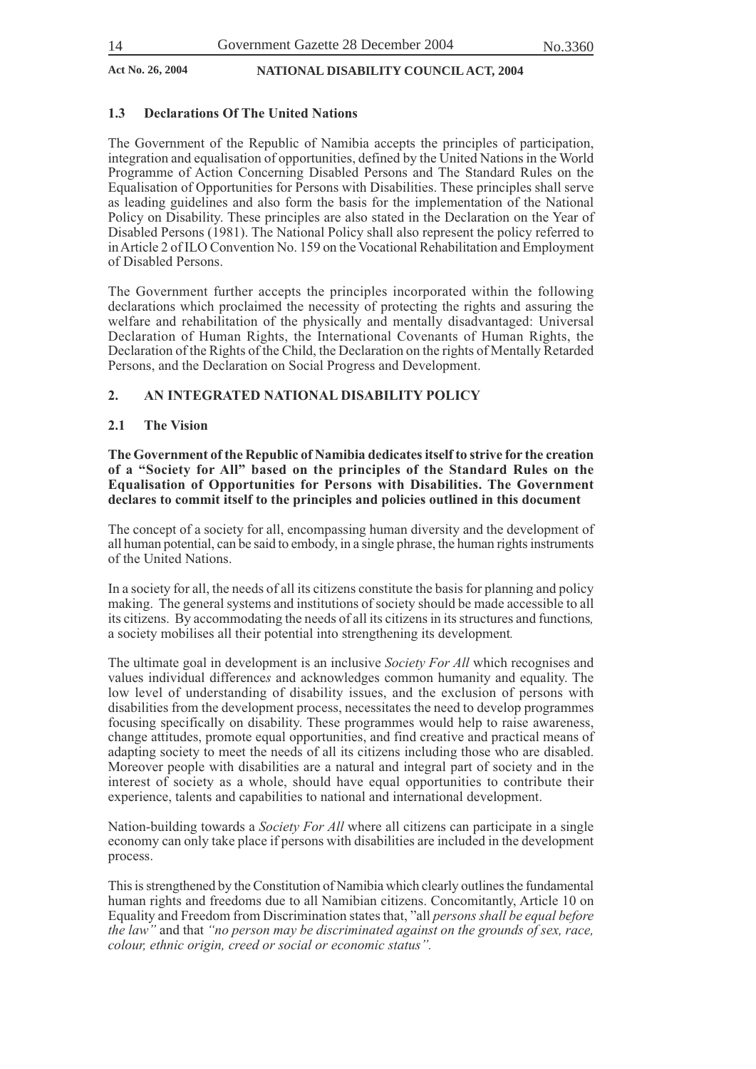### 1.3 Declarations Of The United Nations

The Government of the Republic of Namibia accepts the principles of participation, integration and equalisation of opportunities, defined by the United Nations in the World Programme of Action Concerning Disabled Persons and The Standard Rules on the Equalisation of Opportunities for Persons with Disabilities. These principles shall serve as leading guidelines and also form the basis for the implementation of the National Policy on Disability. These principles are also stated in the Declaration on the Year of Disabled Persons (1981). The National Policy shall also represent the policy referred to in Article 2 of ILO Convention No. 159 on the Vocational Rehabilitation and Employment of Disabled Persons.

The Government further accepts the principles incorporated within the following declarations which proclaimed the necessity of protecting the rights and assuring the welfare and rehabilitation of the physically and mentally disadvantaged: Universal Declaration of Human Rights, the International Covenants of Human Rights, the Declaration of the Rights of the Child, the Declaration on the rights of Mentally Retarded Persons, and the Declaration on Social Progress and Development.

## 2. AN INTEGRATED NATIONAL DISABILITY POLICY

### 2.1 The Vision

**The Government of the Republic of Namibia dedicates itself to strive for the creation of a "Society for All" based on the principles of the Standard Rules on the Equalisation of Opportunities for Persons with Disabilities. The Government declares to commit itself to the principles and policies outlined in this document**

The concept of a society for all, encompassing human diversity and the development of all human potential, can be said to embody, in a single phrase, the human rights instruments of the United Nations.

In a society for all, the needs of all its citizens constitute the basis for planning and policy making. The general systems and institutions of society should be made accessible to all its citizens. By accommodating the needs of all its citizens in its structures and functions, a society mobilises all their potential into strengthening its development.

The ultimate goal in development is an inclusive *Society For All* which recognises and values individual differences and acknowledges common humanity and equality. The low level of understanding of disability issues, and the exclusion of persons with disabilities from the development process, necessitates the need to develop programmes focusing specifically on disability. These programmes would help to raise awareness, change attitudes, promote equal opportunities, and find creative and practical means of adapting society to meet the needs of all its citizens including those who are disabled. Moreover people with disabilities are a natural and integral part of society and in the interest of society as a whole, should have equal opportunities to contribute their experience, talents and capabilities to national and international development.

Nation-building towards a *Society For All* where all citizens can participate in a single economy can only take place if persons with disabilities are included in the development process.

This is strengthened by the Constitution of Namibia which clearly outlines the fundamental human rights and freedoms due to all Namibian citizens. Concomitantly, Article 10 on Equality and Freedom from Discrimination states that, "all *persons shall be equal before the law"* and that *"no person may be discriminated against on the grounds of sex, race, colour, ethnic origin, creed or social or economic status".*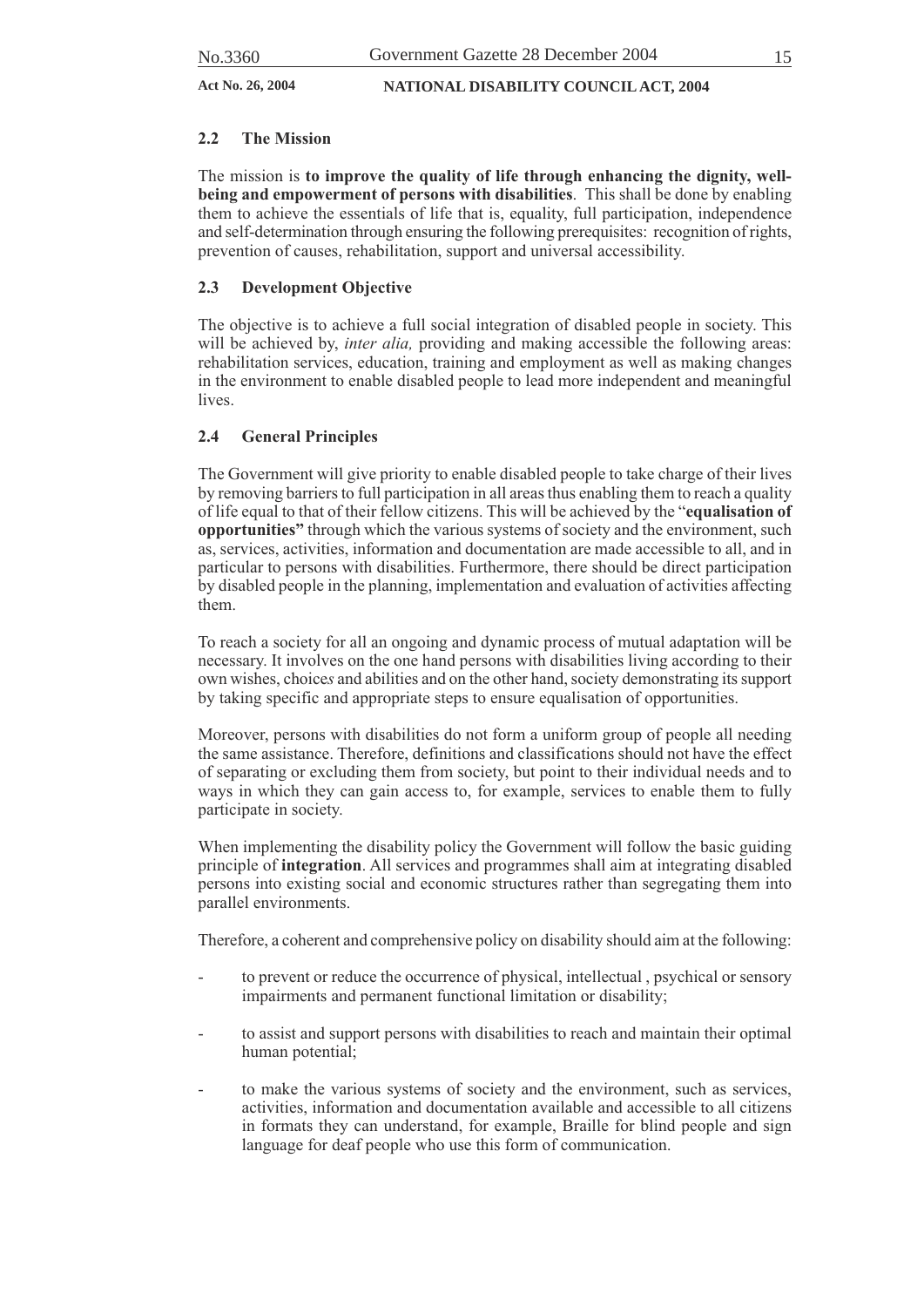### 2.2 The Mission

The mission is **to improve the quality of life through enhancing the dignity, well-being and empowerment of persons with disabilities**. This shall be done by enabling them to achieve the essentials of life that is, equality, full participation, independence and self-determination through ensuring the following prerequisites: recognition of rights, prevention of causes, rehabilitation, support and universal accessibility.

### 2.3 Development Objective

The objective is to achieve a full social integration of disabled people in society. This will be achieved by, *inter alia,* providing and making accessible the following areas: rehabilitation services, education, training and employment as well as making changes in the environment to enable disabled people to lead more independent and meaningful lives.

### 2.4 General Principles

The Government will give priority to enable disabled people to take charge of their lives by removing barriers to full participation in all areas thus enabling them to reach a quality of life equal to that of their fellow citizens. This will be achieved by the "**equalisation of opportunities"** through which the various systems of society and the environment, such as, services, activities, information and documentation are made accessible to all, and in particular to persons with disabilities. Furthermore, there should be direct participation by disabled people in the planning, implementation and evaluation of activities affecting them.

To reach a society for all an ongoing and dynamic process of mutual adaptation will be necessary. It involves on the one hand persons with disabilities living according to their own wishes, choice*s* and abilities and on the other hand, society demonstrating its support by taking specific and appropriate steps to ensure equalisation of opportunities.

Moreover, persons with disabilities do not form a uniform group of people all needing the same assistance. Therefore, definitions and classifications should not have the effect of separating or excluding them from society, but point to their individual needs and to ways in which they can gain access to, for example, services to enable them to fully participate in society.

When implementing the disability policy the Government will follow the basic guiding principle of **integration**. All services and programmes shall aim at integrating disabled persons into existing social and economic structures rather than segregating them into parallel environments.

Therefore, a coherent and comprehensive policy on disability should aim at the following:

- to prevent or reduce the occurrence of physical, intellectual , psychical or sensory impairments and permanent functional limitation or disability;

- to assist and support persons with disabilities to reach and maintain their optimal human potential;

- to make the various systems of society and the environment, such as services, activities, information and documentation available and accessible to all citizens in formats they can understand, for example, Braille for blind people and sign language for deaf people who use this form of communication.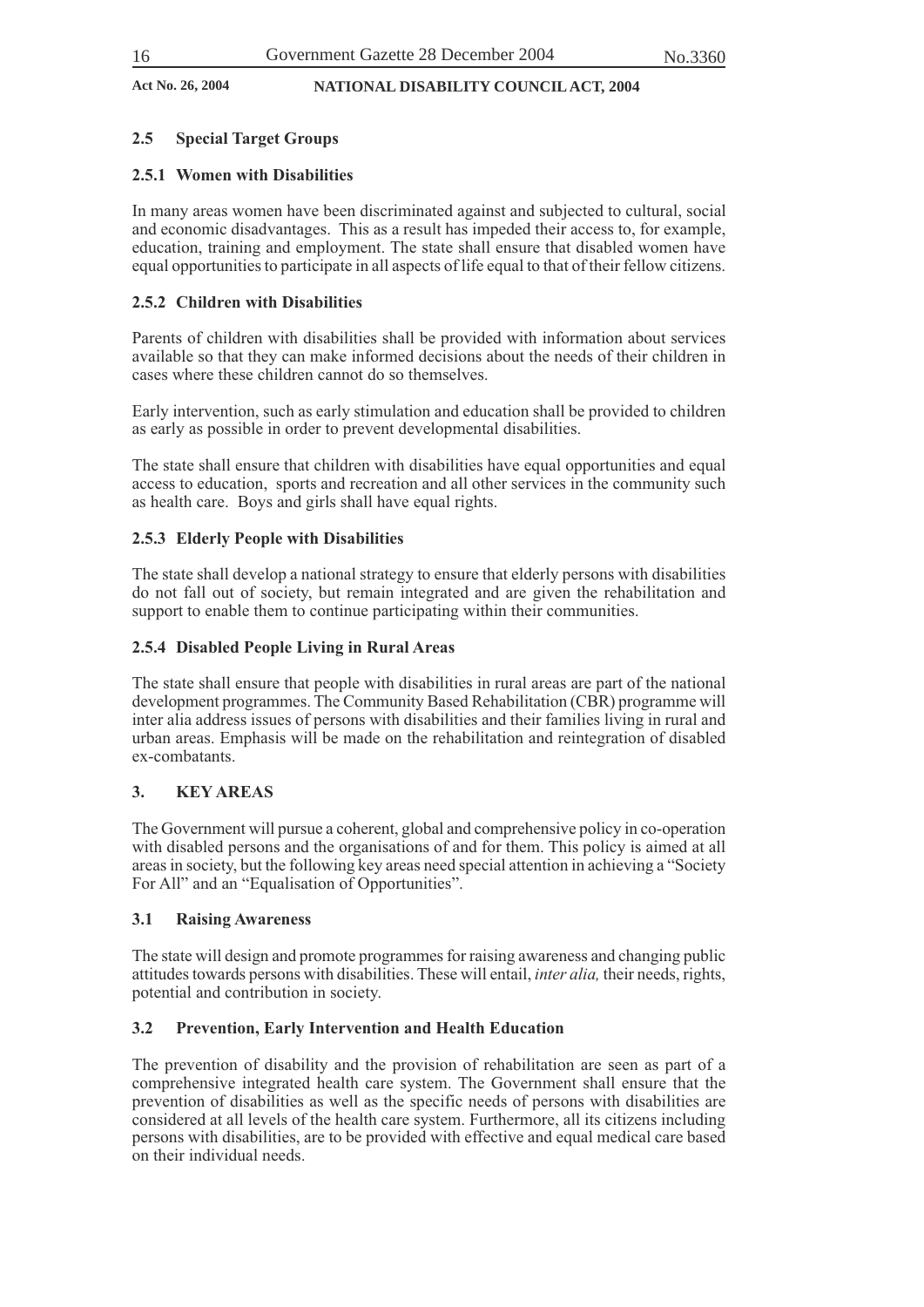### 2.5 Special Target Groups

#### 2.5.1 Women with Disabilities

In many areas women have been discriminated against and subjected to cultural, social and economic disadvantages. This as a result has impeded their access to, for example, education, training and employment. The state shall ensure that disabled women have equal opportunities to participate in all aspects of life equal to that of their fellow citizens.

#### 2.5.2 Children with Disabilities

Parents of children with disabilities shall be provided with information about services available so that they can make informed decisions about the needs of their children in cases where these children cannot do so themselves.

Early intervention, such as early stimulation and education shall be provided to children as early as possible in order to prevent developmental disabilities.

The state shall ensure that children with disabilities have equal opportunities and equal access to education, sports and recreation and all other services in the community such as health care. Boys and girls shall have equal rights.

#### 2.5.3 Elderly People with Disabilities

The state shall develop a national strategy to ensure that elderly persons with disabilities do not fall out of society, but remain integrated and are given the rehabilitation and support to enable them to continue participating within their communities.

#### 2.5.4 Disabled People Living in Rural Areas

The state shall ensure that people with disabilities in rural areas are part of the national development programmes. The Community Based Rehabilitation (CBR) programme will inter alia address issues of persons with disabilities and their families living in rural and urban areas. Emphasis will be made on the rehabilitation and reintegration of disabled ex-combatants.

## 3. KEY AREAS

The Government will pursue a coherent, global and comprehensive policy in co-operation with disabled persons and the organisations of and for them. This policy is aimed at all areas in society, but the following key areas need special attention in achieving a "Society For All" and an "Equalisation of Opportunities".

### 3.1 Raising Awareness

The state will design and promote programmes for raising awareness and changing public attitudes towards persons with disabilities. These will entail, *inter alia,* their needs, rights, potential and contribution in society.

### 3.2 Prevention, Early Intervention and Health Education

The prevention of disability and the provision of rehabilitation are seen as part of a comprehensive integrated health care system. The Government shall ensure that the prevention of disabilities as well as the specific needs of persons with disabilities are considered at all levels of the health care system. Furthermore, all its citizens including persons with disabilities, are to be provided with effective and equal medical care based on their individual needs.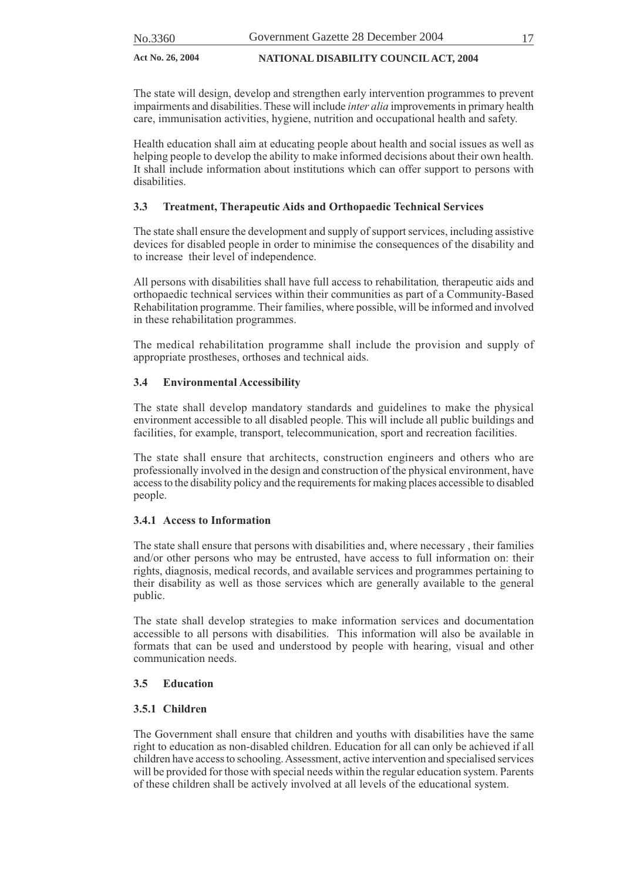The state will design, develop and strengthen early intervention programmes to prevent impairments and disabilities. These will include *inter alia* improvements in primary health care, immunisation activities, hygiene, nutrition and occupational health and safety.

Health education shall aim at educating people about health and social issues as well as helping people to develop the ability to make informed decisions about their own health. It shall include information about institutions which can offer support to persons with disabilities.

### 3.3 Treatment, Therapeutic Aids and Orthopaedic Technical Services

The state shall ensure the development and supply of support services, including assistive devices for disabled people in order to minimise the consequences of the disability and to increase their level of independence.

All persons with disabilities shall have full access to rehabilitation, therapeutic aids and orthopaedic technical services within their communities as part of a Community-Based Rehabilitation programme. Their families, where possible, will be informed and involved in these rehabilitation programmes.

The medical rehabilitation programme shall include the provision and supply of appropriate prostheses, orthoses and technical aids.

### 3.4 Environmental Accessibility

The state shall develop mandatory standards and guidelines to make the physical environment accessible to all disabled people. This will include all public buildings and facilities, for example, transport, telecommunication, sport and recreation facilities.

The state shall ensure that architects, construction engineers and others who are professionally involved in the design and construction of the physical environment, have access to the disability policy and the requirements for making places accessible to disabled people.

#### 3.4.1 Access to Information

The state shall ensure that persons with disabilities and, where necessary , their families and/or other persons who may be entrusted, have access to full information on: their rights, diagnosis, medical records, and available services and programmes pertaining to their disability as well as those services which are generally available to the general public.

The state shall develop strategies to make information services and documentation accessible to all persons with disabilities. This information will also be available in formats that can be used and understood by people with hearing, visual and other communication needs.

### 3.5 Education

#### 3.5.1 Children

The Government shall ensure that children and youths with disabilities have the same right to education as non-disabled children. Education for all can only be achieved if all children have access to schooling. Assessment, active intervention and specialised services will be provided for those with special needs within the regular education system. Parents of these children shall be actively involved at all levels of the educational system.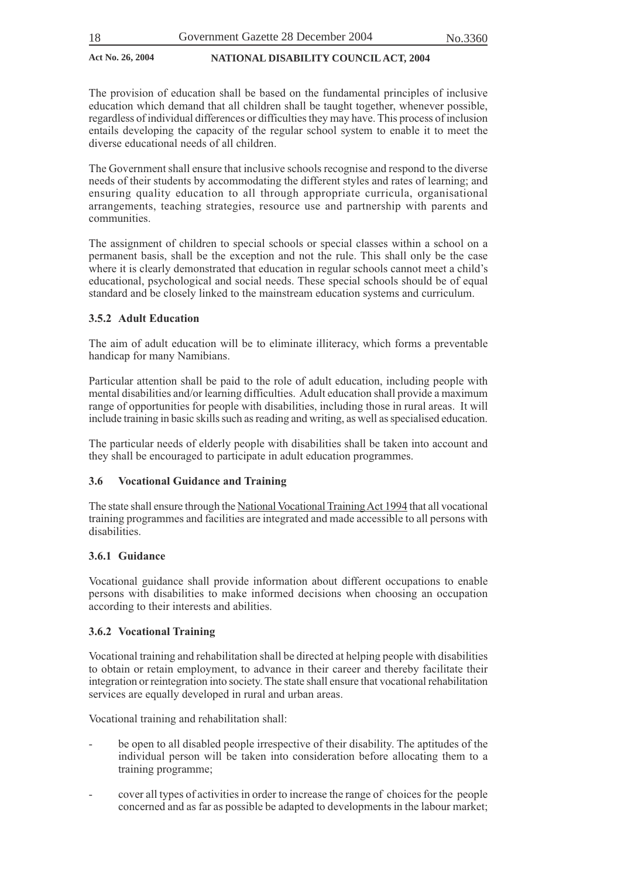The provision of education shall be based on the fundamental principles of inclusive education which demand that all children shall be taught together, whenever possible, regardless of individual differences or difficulties they may have. This process of inclusion entails developing the capacity of the regular school system to enable it to meet the diverse educational needs of all children.

The Government shall ensure that inclusive schools recognise and respond to the diverse needs of their students by accommodating the different styles and rates of learning; and ensuring quality education to all through appropriate curricula, organisational arrangements, teaching strategies, resource use and partnership with parents and communities.

The assignment of children to special schools or special classes within a school on a permanent basis, shall be the exception and not the rule. This shall only be the case where it is clearly demonstrated that education in regular schools cannot meet a child's educational, psychological and social needs. These special schools should be of equal standard and be closely linked to the mainstream education systems and curriculum.

### 3.5.2 Adult Education

The aim of adult education will be to eliminate illiteracy, which forms a preventable handicap for many Namibians.

Particular attention shall be paid to the role of adult education, including people with mental disabilities and/or learning difficulties. Adult education shall provide a maximum range of opportunities for people with disabilities, including those in rural areas. It will include training in basic skills such as reading and writing, as well as specialised education.

The particular needs of elderly people with disabilities shall be taken into account and they shall be encouraged to participate in adult education programmes.

### 3.6 Vocational Guidance and Training

The state shall ensure through the National Vocational Training Act 1994 that all vocational training programmes and facilities are integrated and made accessible to all persons with disabilities.

### 3.6.1 Guidance

Vocational guidance shall provide information about different occupations to enable persons with disabilities to make informed decisions when choosing an occupation according to their interests and abilities.

### 3.6.2 Vocational Training

Vocational training and rehabilitation shall be directed at helping people with disabilities to obtain or retain employment, to advance in their career and thereby facilitate their integration or reintegration into society. The state shall ensure that vocational rehabilitation services are equally developed in rural and urban areas.

Vocational training and rehabilitation shall:

- be open to all disabled people irrespective of their disability. The aptitudes of the individual person will be taken into consideration before allocating them to a training programme;

- cover all types of activities in order to increase the range of choices for the people concerned and as far as possible be adapted to developments in the labour market;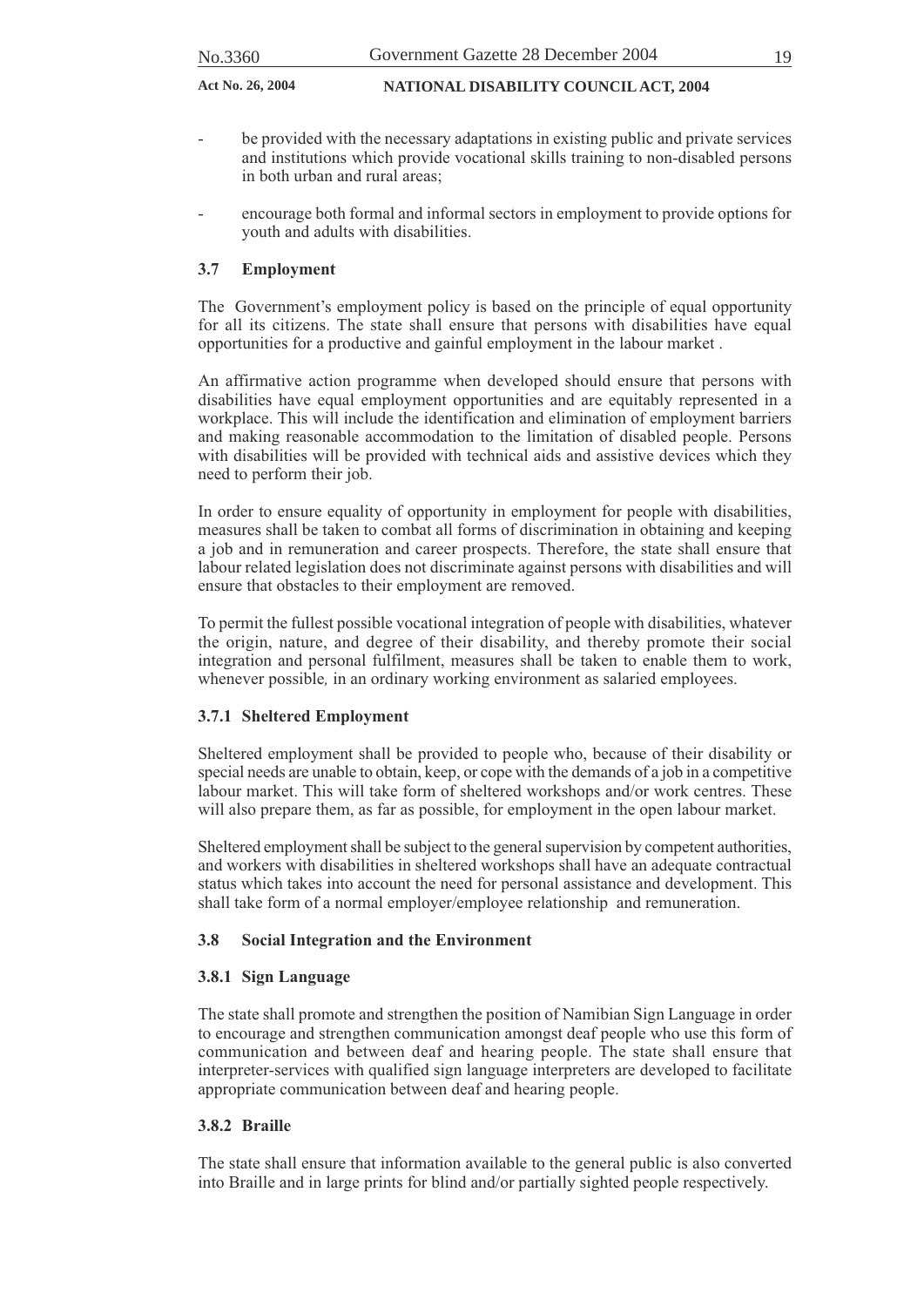- be provided with the necessary adaptations in existing public and private services and institutions which provide vocational skills training to non-disabled persons in both urban and rural areas;

- encourage both formal and informal sectors in employment to provide options for youth and adults with disabilities.

### 3.7 Employment

The Government's employment policy is based on the principle of equal opportunity for all its citizens. The state shall ensure that persons with disabilities have equal opportunities for a productive and gainful employment in the labour market .

An affirmative action programme when developed should ensure that persons with disabilities have equal employment opportunities and are equitably represented in a workplace. This will include the identification and elimination of employment barriers and making reasonable accommodation to the limitation of disabled people. Persons with disabilities will be provided with technical aids and assistive devices which they need to perform their job.

In order to ensure equality of opportunity in employment for people with disabilities, measures shall be taken to combat all forms of discrimination in obtaining and keeping a job and in remuneration and career prospects. Therefore, the state shall ensure that labour related legislation does not discriminate against persons with disabilities and will ensure that obstacles to their employment are removed.

To permit the fullest possible vocational integration of people with disabilities, whatever the origin, nature, and degree of their disability, and thereby promote their social integration and personal fulfilment, measures shall be taken to enable them to work, whenever possible*,* in an ordinary working environment as salaried employees.

#### 3.7.1 Sheltered Employment

Sheltered employment shall be provided to people who, because of their disability or special needs are unable to obtain, keep, or cope with the demands of a job in a competitive labour market. This will take form of sheltered workshops and/or work centres. These will also prepare them, as far as possible, for employment in the open labour market.

Sheltered employment shall be subject to the general supervision by competent authorities, and workers with disabilities in sheltered workshops shall have an adequate contractual status which takes into account the need for personal assistance and development. This shall take form of a normal employer/employee relationship and remuneration.

### 3.8 Social Integration and the Environment

#### 3.8.1 Sign Language

The state shall promote and strengthen the position of Namibian Sign Language in order to encourage and strengthen communication amongst deaf people who use this form of communication and between deaf and hearing people. The state shall ensure that interpreter-services with qualified sign language interpreters are developed to facilitate appropriate communication between deaf and hearing people.

#### 3.8.2 Braille

The state shall ensure that information available to the general public is also converted into Braille and in large prints for blind and/or partially sighted people respectively.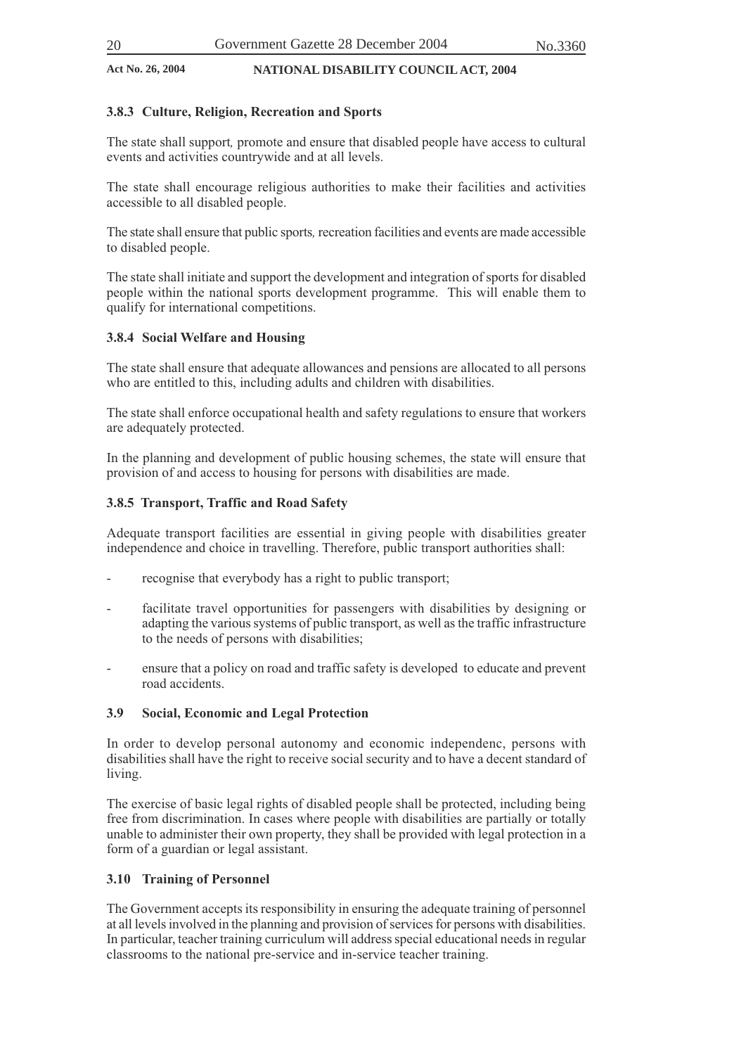### 3.8.3 Culture, Religion, Recreation and Sports

The state shall support, promote and ensure that disabled people have access to cultural events and activities countrywide and at all levels.

The state shall encourage religious authorities to make their facilities and activities accessible to all disabled people.

The state shall ensure that public sports, recreation facilities and events are made accessible to disabled people.

The state shall initiate and support the development and integration of sports for disabled people within the national sports development programme. This will enable them to qualify for international competitions.

### 3.8.4 Social Welfare and Housing

The state shall ensure that adequate allowances and pensions are allocated to all persons who are entitled to this, including adults and children with disabilities.

The state shall enforce occupational health and safety regulations to ensure that workers are adequately protected.

In the planning and development of public housing schemes, the state will ensure that provision of and access to housing for persons with disabilities are made.

### 3.8.5 Transport, Traffic and Road Safety

Adequate transport facilities are essential in giving people with disabilities greater independence and choice in travelling. Therefore, public transport authorities shall:

- recognise that everybody has a right to public transport;
- facilitate travel opportunities for passengers with disabilities by designing or adapting the various systems of public transport, as well as the traffic infrastructure to the needs of persons with disabilities;
- ensure that a policy on road and traffic safety is developed to educate and prevent road accidents.

### 3.9 Social, Economic and Legal Protection

In order to develop personal autonomy and economic independenc, persons with disabilities shall have the right to receive social security and to have a decent standard of living.

The exercise of basic legal rights of disabled people shall be protected, including being free from discrimination. In cases where people with disabilities are partially or totally unable to administer their own property, they shall be provided with legal protection in a form of a guardian or legal assistant.

### 3.10 Training of Personnel

The Government accepts its responsibility in ensuring the adequate training of personnel at all levels involved in the planning and provision of services for persons with disabilities. In particular, teacher training curriculum will address special educational needs in regular classrooms to the national pre-service and in-service teacher training.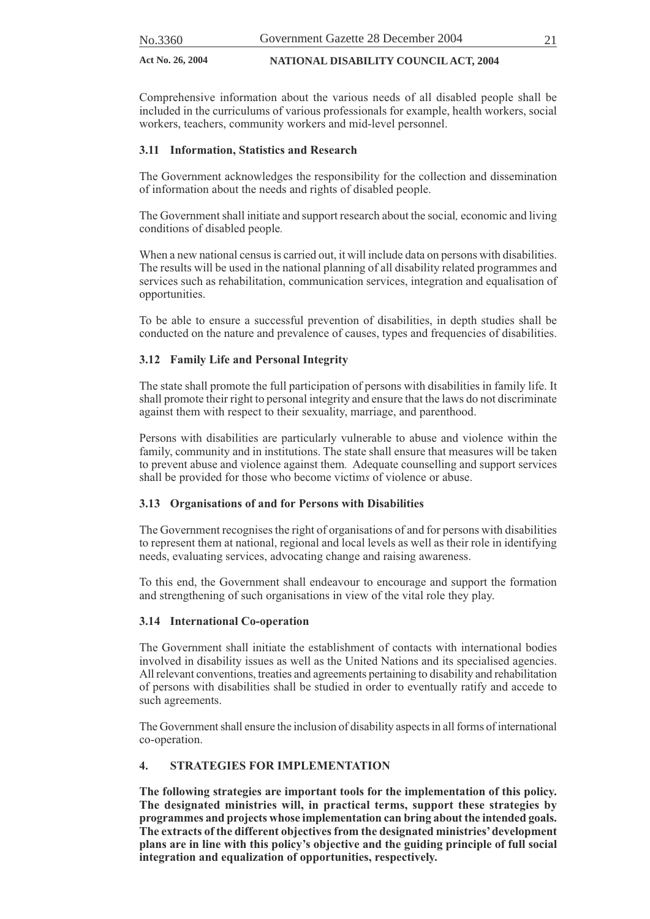Comprehensive information about the various needs of all disabled people shall be included in the curriculums of various professionals for example, health workers, social workers, teachers, community workers and mid-level personnel.

### 3.11 Information, Statistics and Research

The Government acknowledges the responsibility for the collection and dissemination of information about the needs and rights of disabled people.

The Government shall initiate and support research about the social*,* economic and living conditions of disabled people*.*

When a new national census is carried out, it will include data on persons with disabilities. The results will be used in the national planning of all disability related programmes and services such as rehabilitation, communication services, integration and equalisation of opportunities.

To be able to ensure a successful prevention of disabilities, in depth studies shall be conducted on the nature and prevalence of causes, types and frequencies of disabilities.

### 3.12 Family Life and Personal Integrity

The state shall promote the full participation of persons with disabilities in family life. It shall promote their right to personal integrity and ensure that the laws do not discriminate against them with respect to their sexuality, marriage, and parenthood.

Persons with disabilities are particularly vulnerable to abuse and violence within the family, community and in institutions. The state shall ensure that measures will be taken to prevent abuse and violence against them*.* Adequate counselling and support services shall be provided for those who become victim*s* of violence or abuse.

### 3.13 Organisations of and for Persons with Disabilities

The Government recognises the right of organisations of and for persons with disabilities to represent them at national, regional and local levels as well as their role in identifying needs, evaluating services, advocating change and raising awareness.

To this end, the Government shall endeavour to encourage and support the formation and strengthening of such organisations in view of the vital role they play.

### 3.14 International Co-operation

The Government shall initiate the establishment of contacts with international bodies involved in disability issues as well as the United Nations and its specialised agencies. All relevant conventions, treaties and agreements pertaining to disability and rehabilitation of persons with disabilities shall be studied in order to eventually ratify and accede to such agreements.

The Government shall ensure the inclusion of disability aspects in all forms of international co-operation.

## 4. STRATEGIES FOR IMPLEMENTATION

**The following strategies are important tools for the implementation of this policy. The designated ministries will, in practical terms, support these strategies by programmes and projects whose implementation can bring about the intended goals. The extracts of the different objectives from the designated ministries' development plans are in line with this policy's objective and the guiding principle of full social integration and equalization of opportunities, respectively.**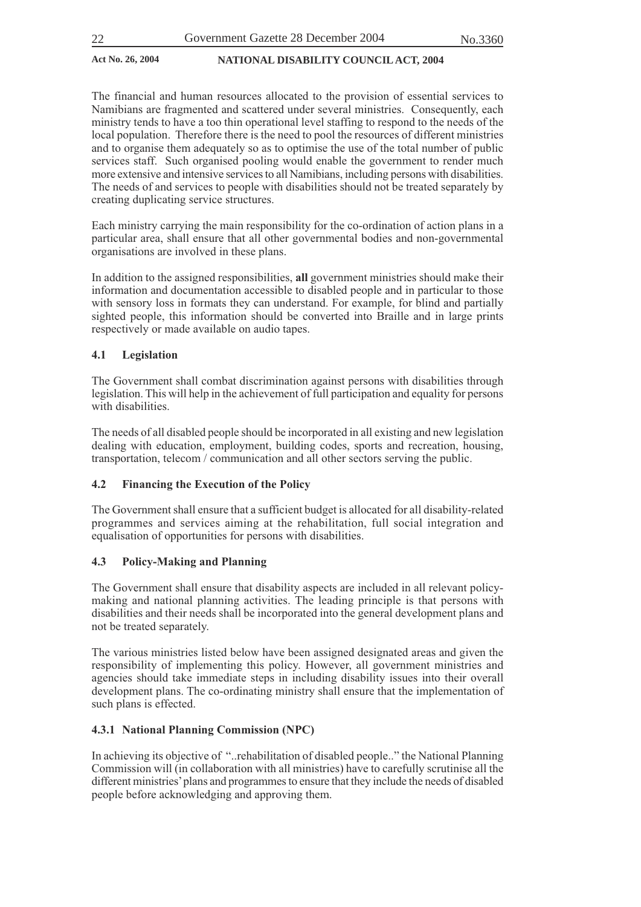The financial and human resources allocated to the provision of essential services to Namibians are fragmented and scattered under several ministries. Consequently, each ministry tends to have a too thin operational level staffing to respond to the needs of the local population. Therefore there is the need to pool the resources of different ministries and to organise them adequately so as to optimise the use of the total number of public services staff. Such organised pooling would enable the government to render much more extensive and intensive services to all Namibians, including persons with disabilities. The needs of and services to people with disabilities should not be treated separately by creating duplicating service structures.

Each ministry carrying the main responsibility for the co-ordination of action plans in a particular area, shall ensure that all other governmental bodies and non-governmental organisations are involved in these plans.

In addition to the assigned responsibilities, **all** government ministries should make their information and documentation accessible to disabled people and in particular to those with sensory loss in formats they can understand. For example, for blind and partially sighted people, this information should be converted into Braille and in large prints respectively or made available on audio tapes.

### 4.1 Legislation

The Government shall combat discrimination against persons with disabilities through legislation. This will help in the achievement of full participation and equality for persons with disabilities.

The needs of all disabled people should be incorporated in all existing and new legislation dealing with education, employment, building codes, sports and recreation, housing, transportation, telecom / communication and all other sectors serving the public.

### 4.2 Financing the Execution of the Policy

The Government shall ensure that a sufficient budget is allocated for all disability-related programmes and services aiming at the rehabilitation, full social integration and equalisation of opportunities for persons with disabilities.

### 4.3 Policy-Making and Planning

The Government shall ensure that disability aspects are included in all relevant policy-making and national planning activities. The leading principle is that persons with disabilities and their needs shall be incorporated into the general development plans and not be treated separately.

The various ministries listed below have been assigned designated areas and given the responsibility of implementing this policy. However, all government ministries and agencies should take immediate steps in including disability issues into their overall development plans. The co-ordinating ministry shall ensure that the implementation of such plans is effected.

#### 4.3.1 National Planning Commission (NPC)

In achieving its objective of "..rehabilitation of disabled people.." the National Planning Commission will (in collaboration with all ministries) have to carefully scrutinise all the different ministries' plans and programmes to ensure that they include the needs of disabled people before acknowledging and approving them.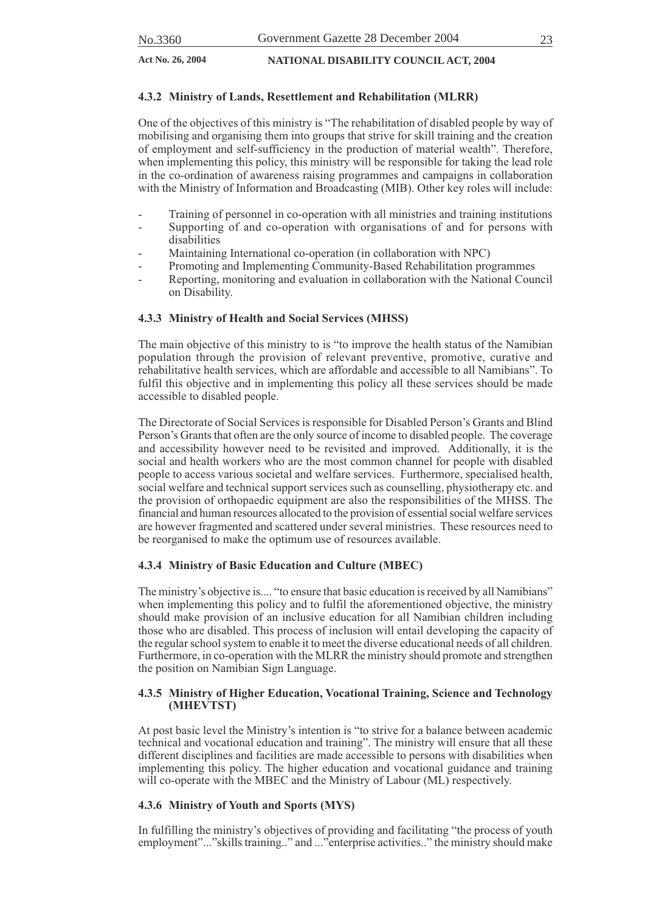#### 4.3.2 Ministry of Lands, Resettlement and Rehabilitation (MLRR)

One of the objectives of this ministry is "The rehabilitation of disabled people by way of mobilising and organising them into groups that strive for skill training and the creation of employment and self-sufficiency in the production of material wealth". Therefore, when implementing this policy, this ministry will be responsible for taking the lead role in the co-ordination of awareness raising programmes and campaigns in collaboration with the Ministry of Information and Broadcasting (MIB). Other key roles will include:

- Training of personnel in co-operation with all ministries and training institutions
- Supporting of and co-operation with organisations of and for persons with disabilities
- Maintaining International co-operation (in collaboration with NPC)
- Promoting and Implementing Community-Based Rehabilitation programmes
- Reporting, monitoring and evaluation in collaboration with the National Council on Disability.

#### 4.3.3 Ministry of Health and Social Services (MHSS)

The main objective of this ministry to is "to improve the health status of the Namibian population through the provision of relevant preventive, promotive, curative and rehabilitative health services, which are affordable and accessible to all Namibians". To fulfil this objective and in implementing this policy all these services should be made accessible to disabled people.

The Directorate of Social Services is responsible for Disabled Person's Grants and Blind Person's Grants that often are the only source of income to disabled people. The coverage and accessibility however need to be revisited and improved. Additionally, it is the social and health workers who are the most common channel for people with disabled people to access various societal and welfare services. Furthermore, specialised health, social welfare and technical support services such as counselling, physiotherapy etc. and the provision of orthopaedic equipment are also the responsibilities of the MHSS. The financial and human resources allocated to the provision of essential social welfare services are however fragmented and scattered under several ministries. These resources need to be reorganised to make the optimum use of resources available.

#### 4.3.4 Ministry of Basic Education and Culture (MBEC)

The ministry's objective is.... "to ensure that basic education is received by all Namibians" when implementing this policy and to fulfil the aforementioned objective, the ministry should make provision of an inclusive education for all Namibian children including those who are disabled. This process of inclusion will entail developing the capacity of the regular school system to enable it to meet the diverse educational needs of all children. Furthermore, in co-operation with the MLRR the ministry should promote and strengthen the position on Namibian Sign Language.

#### 4.3.5 Ministry of Higher Education, Vocational Training, Science and Technology (MHEVTST)

At post basic level the Ministry's intention is "to strive for a balance between academic technical and vocational education and training". The ministry will ensure that all these different disciplines and facilities are made accessible to persons with disabilities when implementing this policy. The higher education and vocational guidance and training will co-operate with the MBEC and the Ministry of Labour (ML) respectively.

#### 4.3.6 Ministry of Youth and Sports (MYS)

In fulfilling the ministry's objectives of providing and facilitating "the process of youth employment"..."skills training.." and ..."enterprise activities.." the ministry should make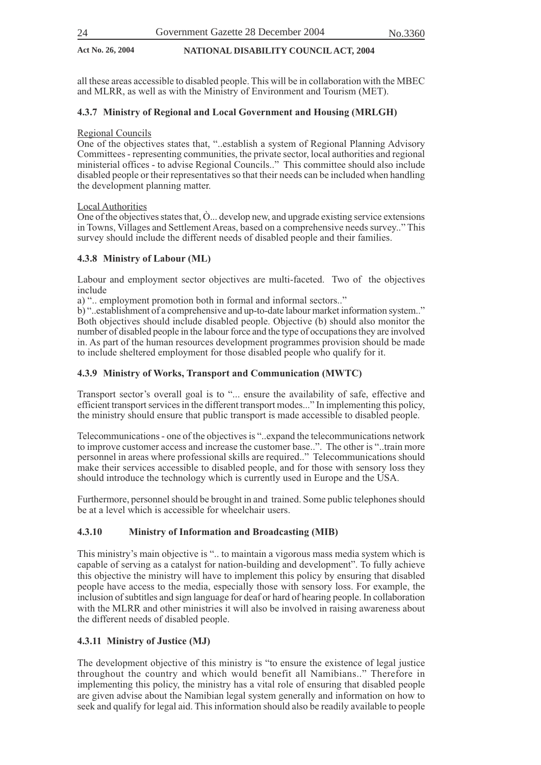all these areas accessible to disabled people. This will be in collaboration with the MBEC and MLRR, as well as with the Ministry of Environment and Tourism (MET).

### 4.3.7 Ministry of Regional and Local Government and Housing (MRLGH)

Regional Councils

One of the objectives states that, "..establish a system of Regional Planning Advisory Committees - representing communities, the private sector, local authorities and regional ministerial offices - to advise Regional Councils.." This committee should also include disabled people or their representatives so that their needs can be included when handling the development planning matter.

Local Authorities

One of the objectives states that, Ò... develop new, and upgrade existing service extensions in Towns, Villages and Settlement Areas, based on a comprehensive needs survey.." This survey should include the different needs of disabled people and their families.

### 4.3.8 Ministry of Labour (ML)

Labour and employment sector objectives are multi-faceted. Two of the objectives include

a) ".. employment promotion both in formal and informal sectors.."

b) "..establishment of a comprehensive and up-to-date labour market information system.." Both objectives should include disabled people. Objective (b) should also monitor the number of disabled people in the labour force and the type of occupations they are involved in. As part of the human resources development programmes provision should be made to include sheltered employment for those disabled people who qualify for it.

### 4.3.9 Ministry of Works, Transport and Communication (MWTC)

Transport sector's overall goal is to "... ensure the availability of safe, effective and efficient transport services in the different transport modes..." In implementing this policy, the ministry should ensure that public transport is made accessible to disabled people.

Telecommunications - one of the objectives is "..expand the telecommunications network to improve customer access and increase the customer base..". The other is "..train more personnel in areas where professional skills are required.." Telecommunications should make their services accessible to disabled people, and for those with sensory loss they should introduce the technology which is currently used in Europe and the USA.

Furthermore, personnel should be brought in and trained. Some public telephones should be at a level which is accessible for wheelchair users.

### 4.3.10 Ministry of Information and Broadcasting (MIB)

This ministry's main objective is ".. to maintain a vigorous mass media system which is capable of serving as a catalyst for nation-building and development". To fully achieve this objective the ministry will have to implement this policy by ensuring that disabled people have access to the media, especially those with sensory loss. For example, the inclusion of subtitles and sign language for deaf or hard of hearing people. In collaboration with the MLRR and other ministries it will also be involved in raising awareness about the different needs of disabled people.

### 4.3.11 Ministry of Justice (MJ)

The development objective of this ministry is "to ensure the existence of legal justice throughout the country and which would benefit all Namibians.." Therefore in implementing this policy, the ministry has a vital role of ensuring that disabled people are given advise about the Namibian legal system generally and information on how to seek and qualify for legal aid. This information should also be readily available to people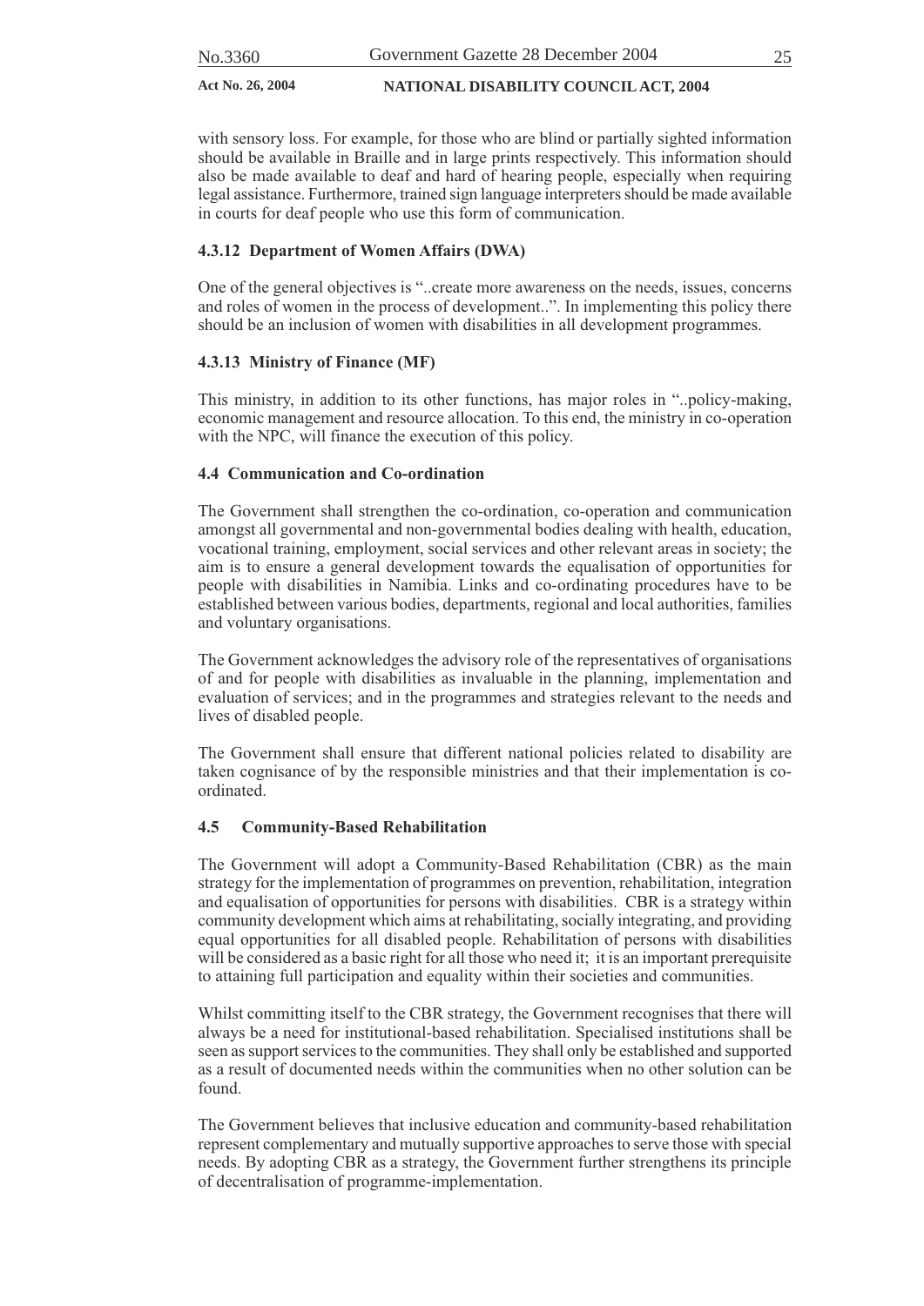with sensory loss. For example, for those who are blind or partially sighted information should be available in Braille and in large prints respectively. This information should also be made available to deaf and hard of hearing people, especially when requiring legal assistance. Furthermore, trained sign language interpreters should be made available in courts for deaf people who use this form of communication.

#### 4.3.12 Department of Women Affairs (DWA)

One of the general objectives is "..create more awareness on the needs, issues, concerns and roles of women in the process of development..". In implementing this policy there should be an inclusion of women with disabilities in all development programmes.

#### 4.3.13 Ministry of Finance (MF)

This ministry, in addition to its other functions, has major roles in "..policy-making, economic management and resource allocation. To this end, the ministry in co-operation with the NPC, will finance the execution of this policy.

### 4.4 Communication and Co-ordination

The Government shall strengthen the co-ordination, co-operation and communication amongst all governmental and non-governmental bodies dealing with health, education, vocational training, employment, social services and other relevant areas in society; the aim is to ensure a general development towards the equalisation of opportunities for people with disabilities in Namibia. Links and co-ordinating procedures have to be established between various bodies, departments, regional and local authorities, families and voluntary organisations.

The Government acknowledges the advisory role of the representatives of organisations of and for people with disabilities as invaluable in the planning, implementation and evaluation of services; and in the programmes and strategies relevant to the needs and lives of disabled people.

The Government shall ensure that different national policies related to disability are taken cognisance of by the responsible ministries and that their implementation is co-ordinated.

### 4.5 Community-Based Rehabilitation

The Government will adopt a Community-Based Rehabilitation (CBR) as the main strategy for the implementation of programmes on prevention, rehabilitation, integration and equalisation of opportunities for persons with disabilities. CBR is a strategy within community development which aims at rehabilitating, socially integrating, and providing equal opportunities for all disabled people. Rehabilitation of persons with disabilities will be considered as a basic right for all those who need it; it is an important prerequisite to attaining full participation and equality within their societies and communities.

Whilst committing itself to the CBR strategy, the Government recognises that there will always be a need for institutional-based rehabilitation. Specialised institutions shall be seen as support services to the communities. They shall only be established and supported as a result of documented needs within the communities when no other solution can be found.

The Government believes that inclusive education and community-based rehabilitation represent complementary and mutually supportive approaches to serve those with special needs. By adopting CBR as a strategy, the Government further strengthens its principle of decentralisation of programme-implementation.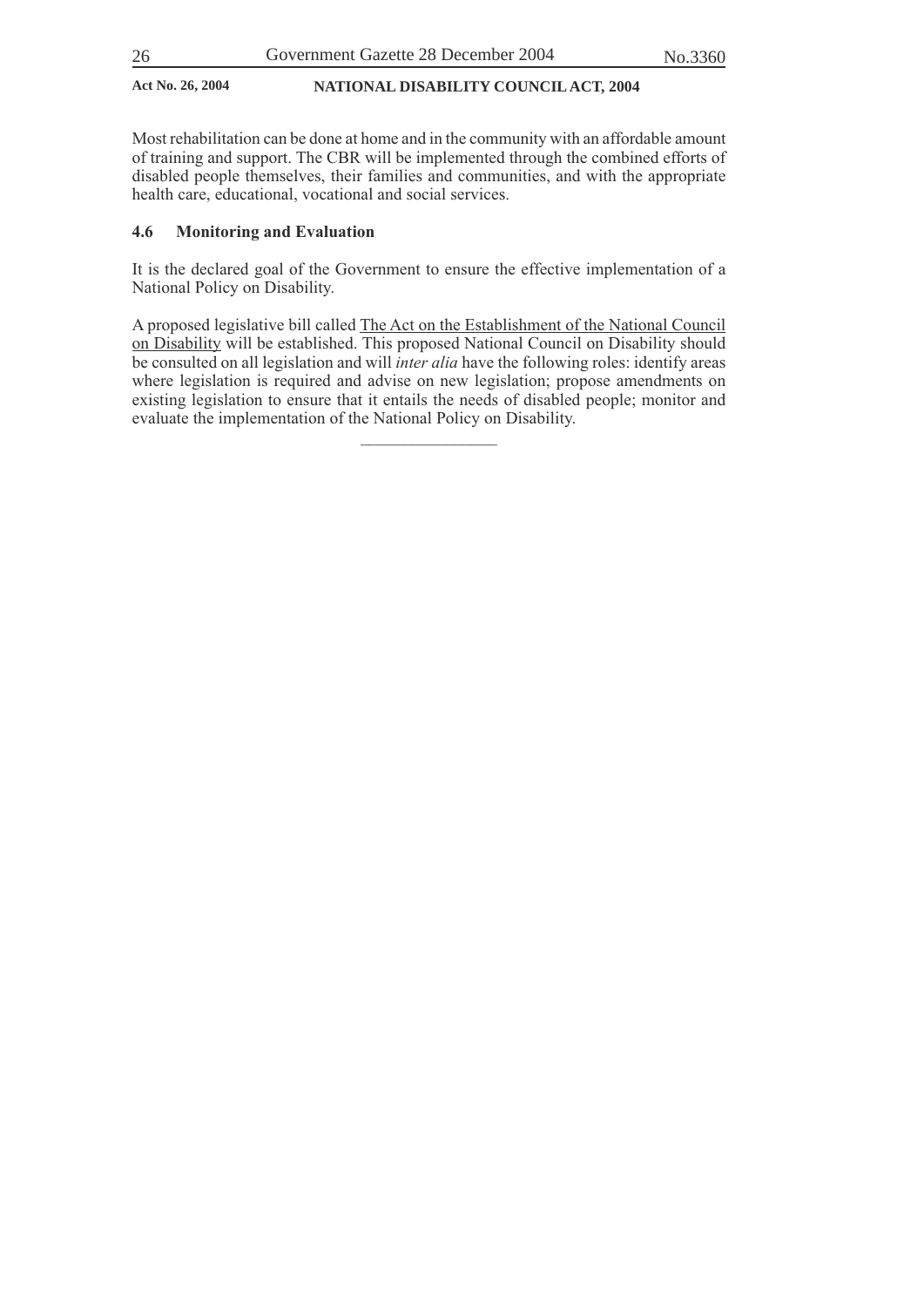Most rehabilitation can be done at home and in the community with an affordable amount of training and support. The CBR will be implemented through the combined efforts of disabled people themselves, their families and communities, and with the appropriate health care, educational, vocational and social services.

### 4.6 Monitoring and Evaluation

It is the declared goal of the Government to ensure the effective implementation of a National Policy on Disability.

A proposed legislative bill called The Act on the Establishment of the National Council on Disability will be established. This proposed National Council on Disability should be consulted on all legislation and will *inter alia* have the following roles: identify areas where legislation is required and advise on new legislation; propose amendments on existing legislation to ensure that it entails the needs of disabled people; monitor and evaluate the implementation of the National Policy on Disability.

---